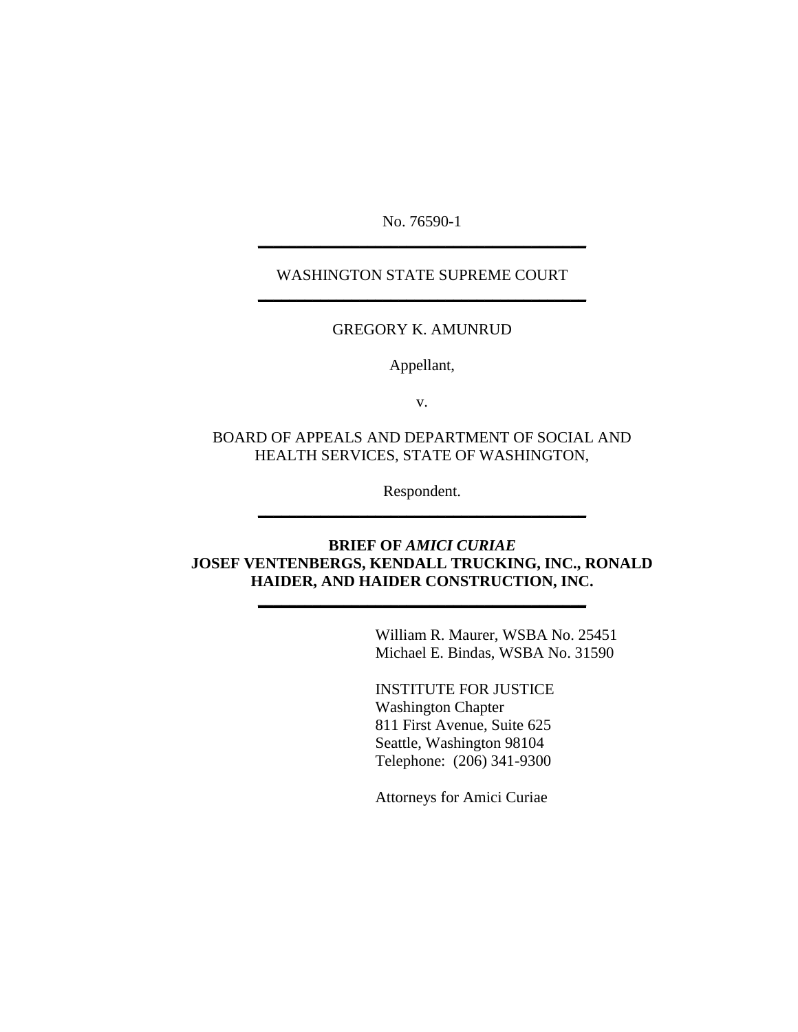No. 76590-1

---

WASHINGTON STATE SUPREME COURT

---

GREGORY K. AMUNRUD

Appellant,

v.

BOARD OF APPEALS AND DEPARTMENT OF SOCIAL AND HEALTH SERVICES, STATE OF WASHINGTON,

Respondent.

---

**BRIEF OF *AMICI CURIAE* JOSEF VENTENBERGS, KENDALL TRUCKING, INC., RONALD HAIDER, AND HAIDER CONSTRUCTION, INC.**

---

William R. Maurer, WSBA No. 25451
Michael E. Bindas, WSBA No. 31590

INSTITUTE FOR JUSTICE
Washington Chapter
811 First Avenue, Suite 625
Seattle, Washington 98104
Telephone: (206) 341-9300

Attorneys for Amici Curiae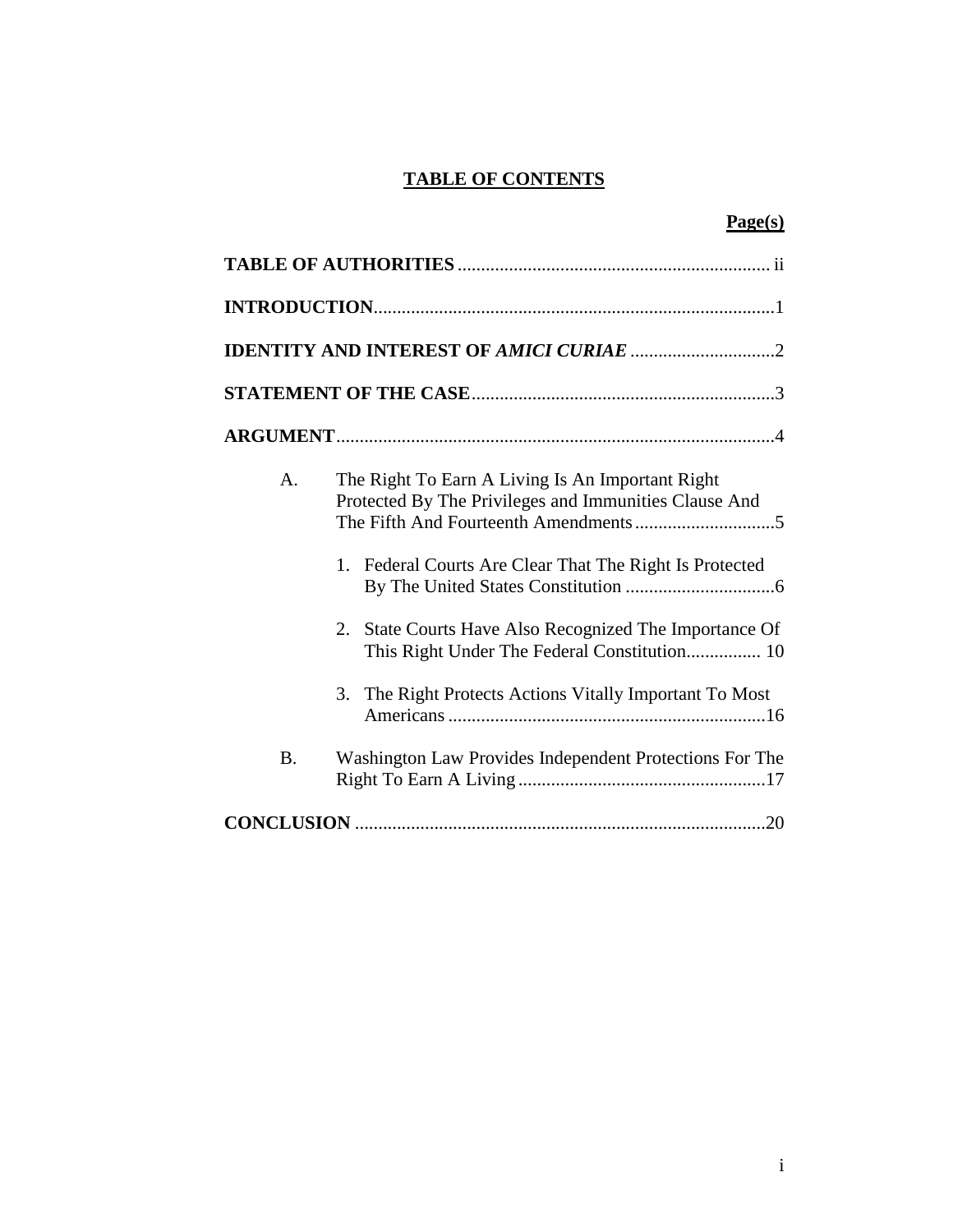## TABLE OF CONTENTS

**Page(s)**

**TABLE OF AUTHORITIES** .................................................................. ii

**INTRODUCTION**.....................................................................................1

**IDENTITY AND INTEREST OF *AMICI CURIAE*** ..............................2

**STATEMENT OF THE CASE**................................................................3

**ARGUMENT**.............................................................................................4

A. The Right To Earn A Living Is An Important Right Protected By The Privileges and Immunities Clause And The Fifth And Fourteenth Amendments..............................5

1. Federal Courts Are Clear That The Right Is Protected By The United States Constitution ................................6

2. State Courts Have Also Recognized The Importance Of This Right Under The Federal Constitution................ 10

3. The Right Protects Actions Vitally Important To Most Americans ...................................................................16

B. Washington Law Provides Independent Protections For The Right To Earn A Living .....................................................17

**CONCLUSION** ........................................................................................20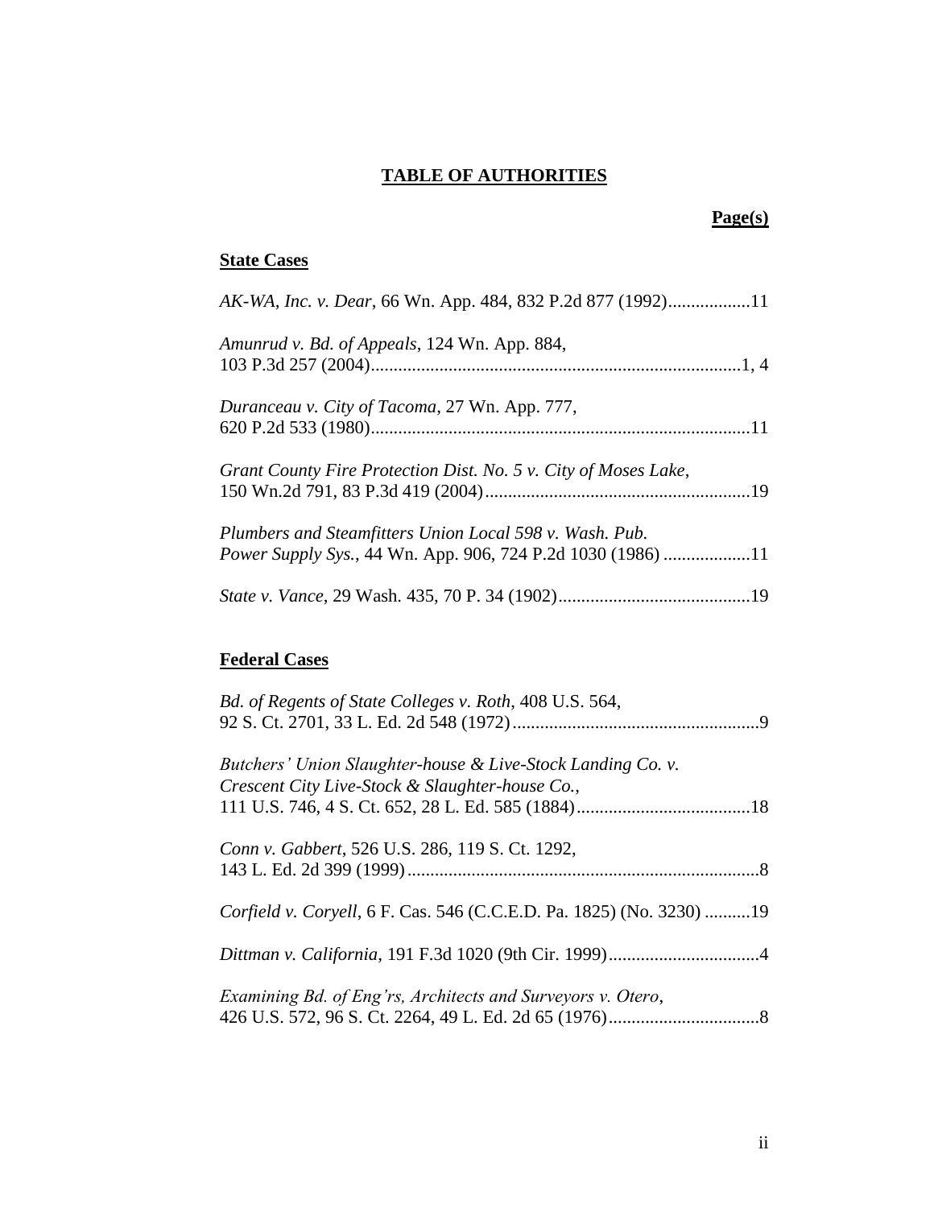# TABLE OF AUTHORITIES

**Page(s)**

**State Cases**

*AK-WA, Inc. v. Dear*, 66 Wn. App. 484, 832 P.2d 877 (1992)..................11

*Amunrud v. Bd. of Appeals*, 124 Wn. App. 884, 103 P.3d 257 (2004).................................................................................1, 4

*Duranceau v. City of Tacoma*, 27 Wn. App. 777, 620 P.2d 533 (1980)...................................................................................11

*Grant County Fire Protection Dist. No. 5 v. City of Moses Lake*, 150 Wn.2d 791, 83 P.3d 419 (2004)..........................................................19

*Plumbers and Steamfitters Union Local 598 v. Wash. Pub. Power Supply Sys.*, 44 Wn. App. 906, 724 P.2d 1030 (1986) ...................11

*State v. Vance*, 29 Wash. 435, 70 P. 34 (1902)..........................................19

**Federal Cases**

*Bd. of Regents of State Colleges v. Roth*, 408 U.S. 564, 92 S. Ct. 2701, 33 L. Ed. 2d 548 (1972)......................................................9

*Butchers' Union Slaughter-house & Live-Stock Landing Co. v. Crescent City Live-Stock & Slaughter-house Co.*, 111 U.S. 746, 4 S. Ct. 652, 28 L. Ed. 585 (1884)......................................18

*Conn v. Gabbert*, 526 U.S. 286, 119 S. Ct. 1292, 143 L. Ed. 2d 399 (1999)............................................................................8

*Corfield v. Coryell*, 6 F. Cas. 546 (C.C.E.D. Pa. 1825) (No. 3230) ..........19

*Dittman v. California*, 191 F.3d 1020 (9th Cir. 1999).................................4

*Examining Bd. of Eng'rs, Architects and Surveyors v. Otero*, 426 U.S. 572, 96 S. Ct. 2264, 49 L. Ed. 2d 65 (1976).................................8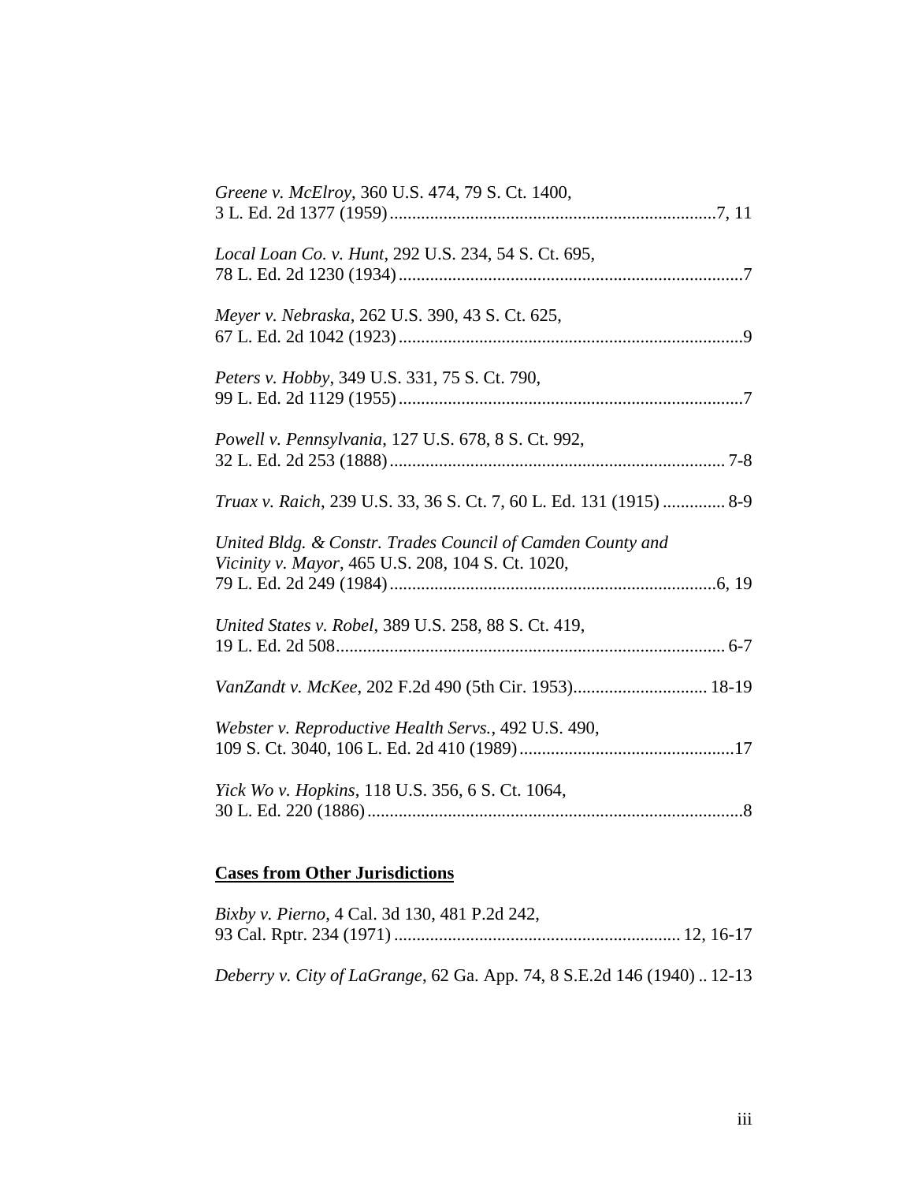*Greene v. McElroy*, 360 U.S. 474, 79 S. Ct. 1400, 3 L. Ed. 2d 1377 (1959)........................................................................7, 11

*Local Loan Co. v. Hunt*, 292 U.S. 234, 54 S. Ct. 695, 78 L. Ed. 2d 1230 (1934)............................................................................7

*Meyer v. Nebraska*, 262 U.S. 390, 43 S. Ct. 625, 67 L. Ed. 2d 1042 (1923)............................................................................9

*Peters v. Hobby*, 349 U.S. 331, 75 S. Ct. 790, 99 L. Ed. 2d 1129 (1955)............................................................................7

*Powell v. Pennsylvania*, 127 U.S. 678, 8 S. Ct. 992, 32 L. Ed. 2d 253 (1888).......................................................................... 7-8

*Truax v. Raich*, 239 U.S. 33, 36 S. Ct. 7, 60 L. Ed. 131 (1915) ............. 8-9

*United Bldg. & Constr. Trades Council of Camden County and Vicinity v. Mayor*, 465 U.S. 208, 104 S. Ct. 1020, 79 L. Ed. 2d 249 (1984)........................................................................6, 19

*United States v. Robel*, 389 U.S. 258, 88 S. Ct. 419, 19 L. Ed. 2d 508...................................................................................... 6-7

*VanZandt v. McKee*, 202 F.2d 490 (5th Cir. 1953)............................. 18-19

*Webster v. Reproductive Health Servs.*, 492 U.S. 490, 109 S. Ct. 3040, 106 L. Ed. 2d 410 (1989)................................................17

*Yick Wo v. Hopkins*, 118 U.S. 356, 6 S. Ct. 1064, 30 L. Ed. 220 (1886)...................................................................................8

**<u>Cases from Other Jurisdictions</u>**

*Bixby v. Pierno*, 4 Cal. 3d 130, 481 P.2d 242, 93 Cal. Rptr. 234 (1971) ............................................................... 12, 16-17

*Deberry v. City of LaGrange*, 62 Ga. App. 74, 8 S.E.2d 146 (1940) .. 12-13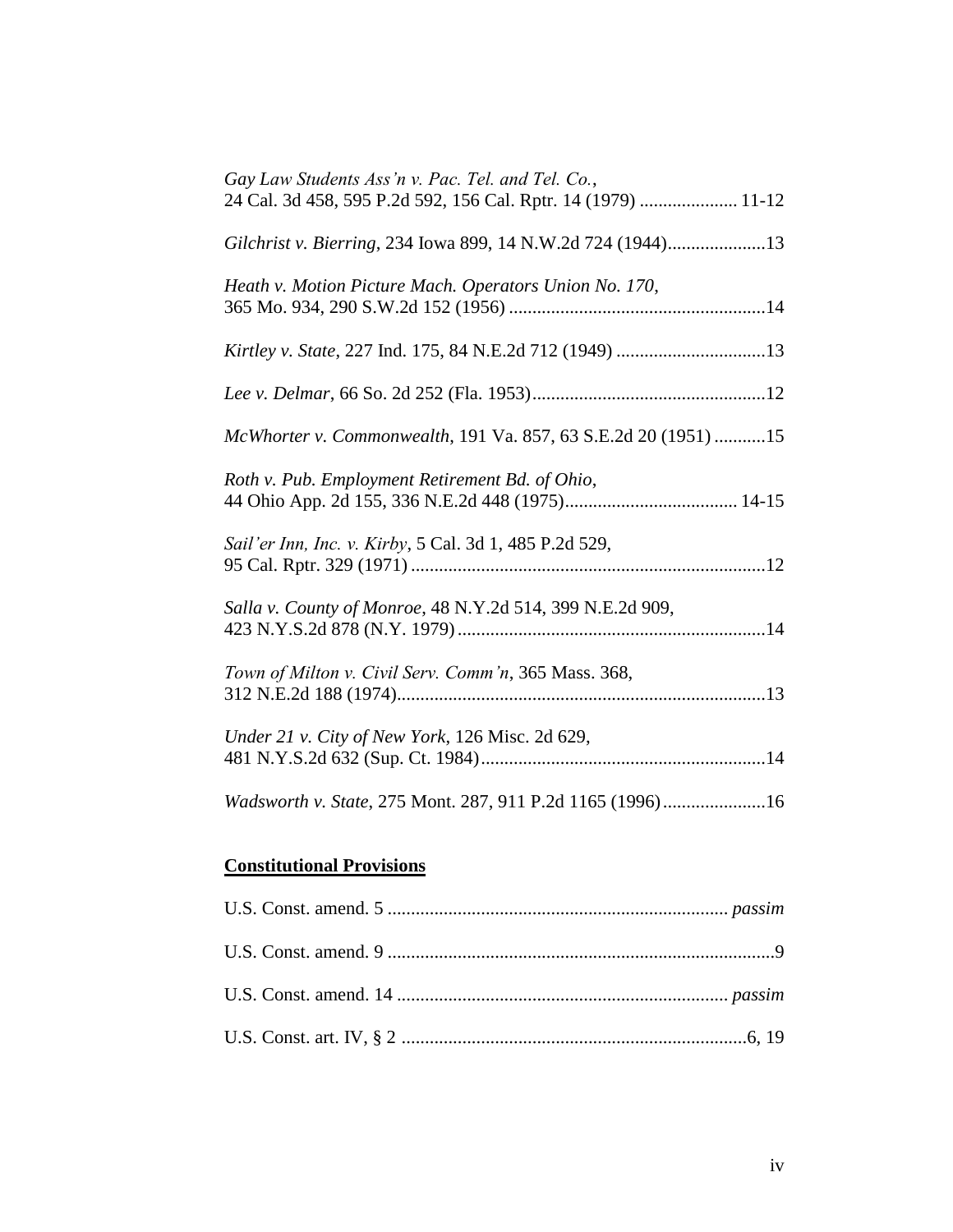*Gay Law Students Ass'n v. Pac. Tel. and Tel. Co.*, 24 Cal. 3d 458, 595 P.2d 592, 156 Cal. Rptr. 14 (1979) ..................... 11-12

*Gilchrist v. Bierring*, 234 Iowa 899, 14 N.W.2d 724 (1944).....................13

*Heath v. Motion Picture Mach. Operators Union No. 170*, 365 Mo. 934, 290 S.W.2d 152 (1956) .......................................................14

*Kirtley v. State*, 227 Ind. 175, 84 N.E.2d 712 (1949) ................................13

*Lee v. Delmar*, 66 So. 2d 252 (Fla. 1953)..................................................12

*McWhorter v. Commonwealth*, 191 Va. 857, 63 S.E.2d 20 (1951) ...........15

*Roth v. Pub. Employment Retirement Bd. of Ohio*, 44 Ohio App. 2d 155, 336 N.E.2d 448 (1975)..................................... 14-15

*Sail'er Inn, Inc. v. Kirby*, 5 Cal. 3d 1, 485 P.2d 529, 95 Cal. Rptr. 329 (1971) ...........................................................................12

*Salla v. County of Monroe*, 48 N.Y.2d 514, 399 N.E.2d 909, 423 N.Y.S.2d 878 (N.Y. 1979) .................................................................14

*Town of Milton v. Civil Serv. Comm'n*, 365 Mass. 368, 312 N.E.2d 188 (1974)...............................................................................13

*Under 21 v. City of New York*, 126 Misc. 2d 629, 481 N.Y.S.2d 632 (Sup. Ct. 1984).............................................................14

*Wadsworth v. State*, 275 Mont. 287, 911 P.2d 1165 (1996)......................16

**Constitutional Provisions**

U.S. Const. amend. 5 ......................................................................... *passim*

U.S. Const. amend. 9 ..................................................................................9

U.S. Const. amend. 14 ....................................................................... *passim*

U.S. Const. art. IV, § 2 ..........................................................................6, 19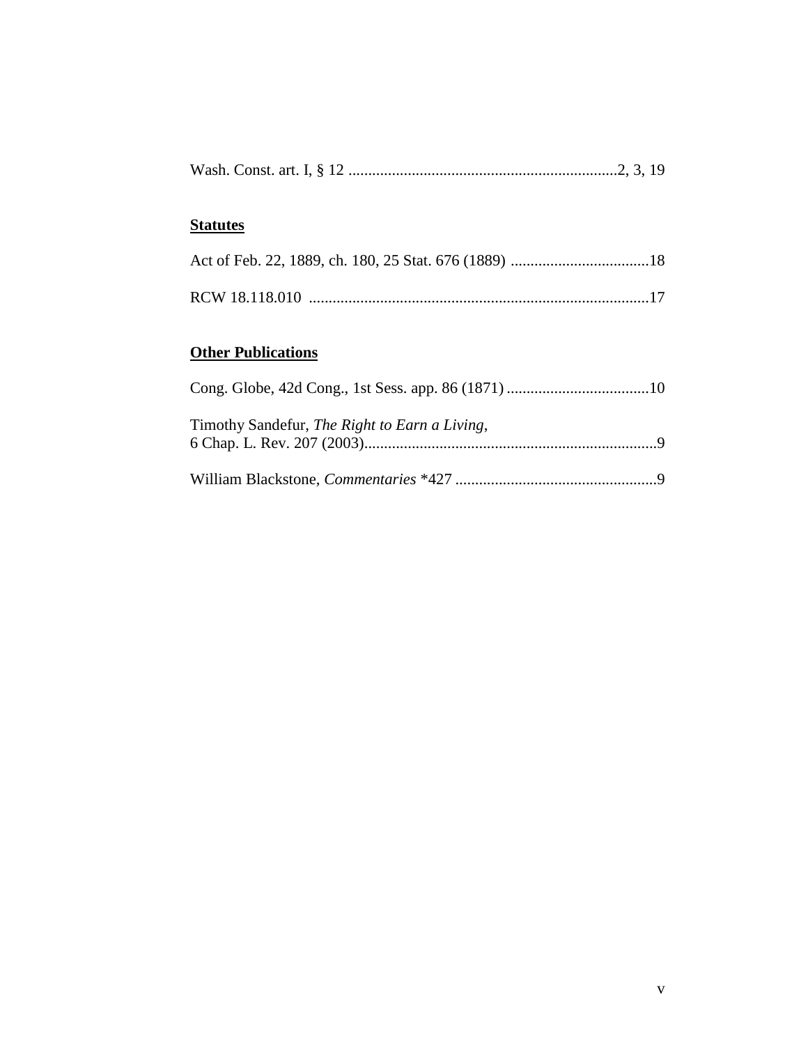Wash. Const. art. I, § 12 ....................................................................2, 3, 19

**Statutes**

Act of Feb. 22, 1889, ch. 180, 25 Stat. 676 (1889) ...................................18

RCW 18.118.010 .....................................................................................17

**Other Publications**

Cong. Globe, 42d Cong., 1st Sess. app. 86 (1871) ....................................10

Timothy Sandefur, *The Right to Earn a Living*,
6 Chap. L. Rev. 207 (2003)..........................................................................9

William Blackstone, *Commentaries* *427 ..................................................9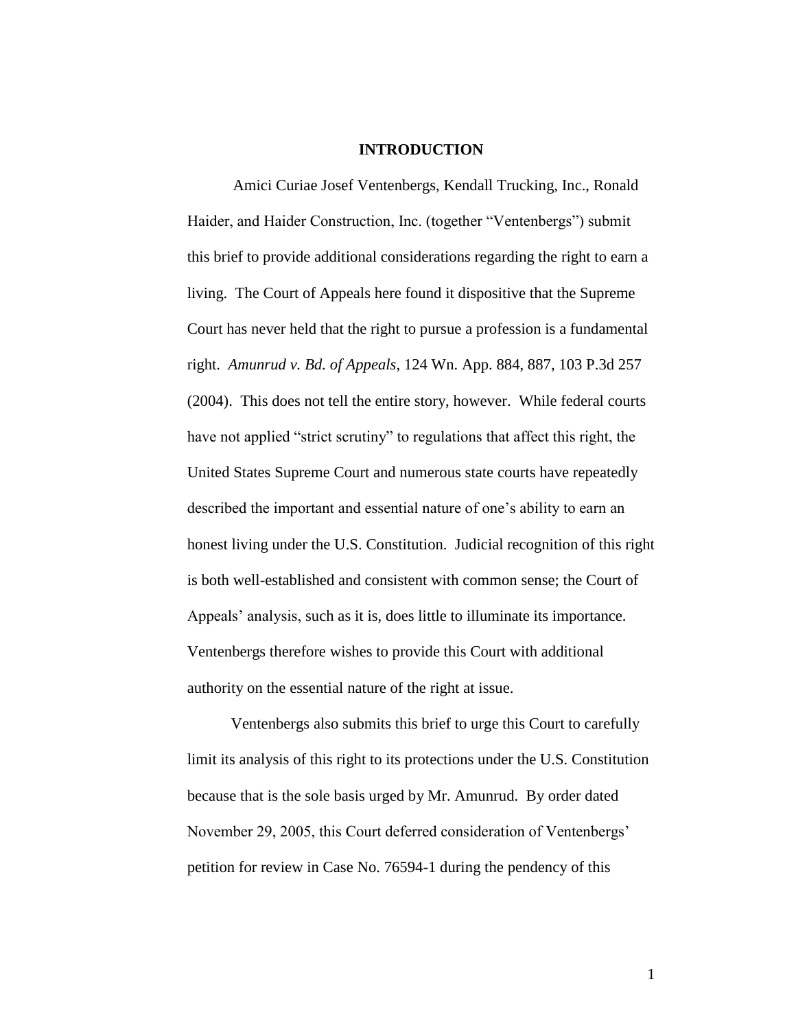## INTRODUCTION

Amici Curiae Josef Ventenbergs, Kendall Trucking, Inc., Ronald Haider, and Haider Construction, Inc. (together "Ventenbergs") submit this brief to provide additional considerations regarding the right to earn a living. The Court of Appeals here found it dispositive that the Supreme Court has never held that the right to pursue a profession is a fundamental right. *Amunrud v. Bd. of Appeals*, 124 Wn. App. 884, 887, 103 P.3d 257 (2004). This does not tell the entire story, however. While federal courts have not applied "strict scrutiny" to regulations that affect this right, the United States Supreme Court and numerous state courts have repeatedly described the important and essential nature of one's ability to earn an honest living under the U.S. Constitution. Judicial recognition of this right is both well-established and consistent with common sense; the Court of Appeals' analysis, such as it is, does little to illuminate its importance. Ventenbergs therefore wishes to provide this Court with additional authority on the essential nature of the right at issue.

Ventenbergs also submits this brief to urge this Court to carefully limit its analysis of this right to its protections under the U.S. Constitution because that is the sole basis urged by Mr. Amunrud. By order dated November 29, 2005, this Court deferred consideration of Ventenbergs' petition for review in Case No. 76594-1 during the pendency of this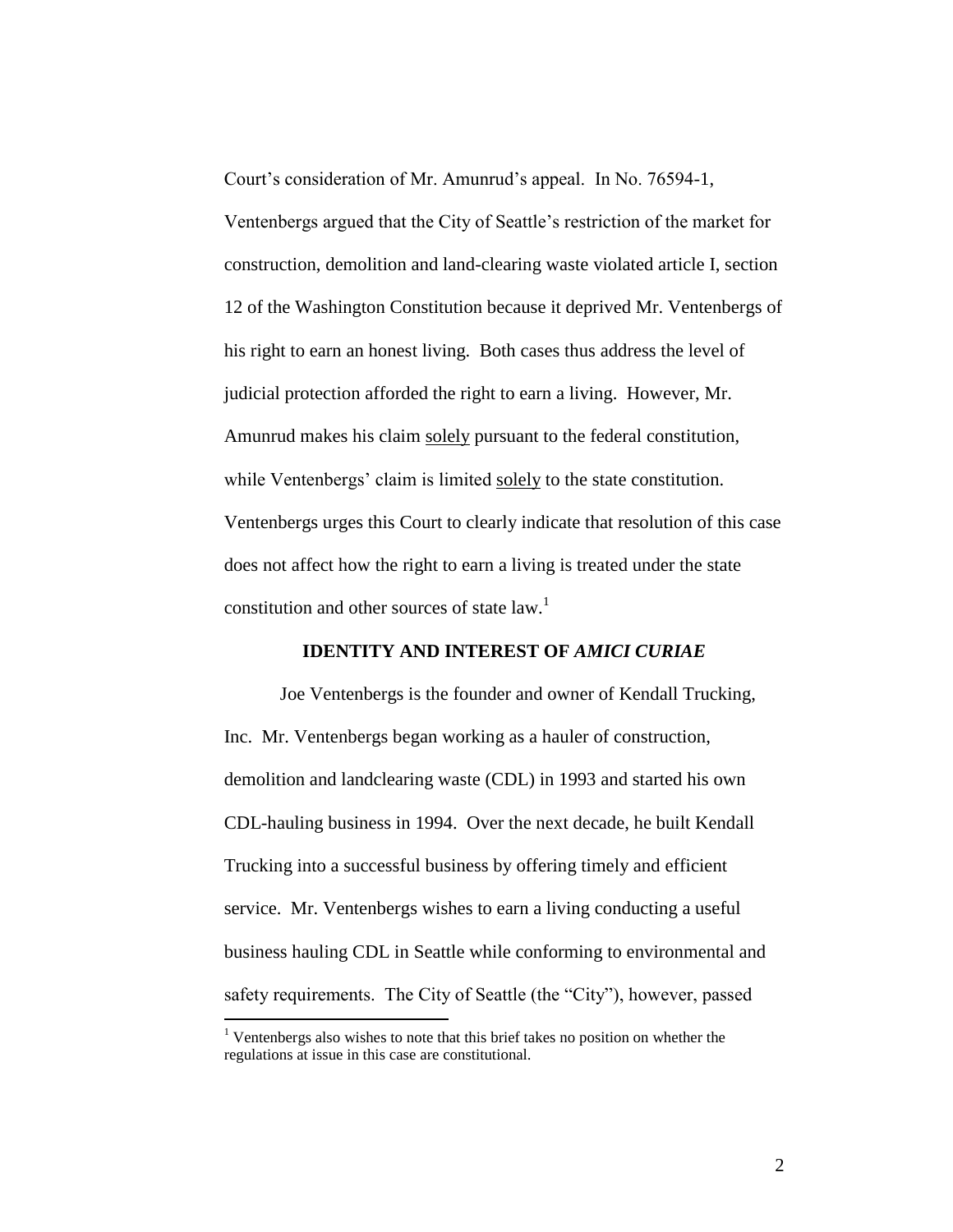Court's consideration of Mr. Amunrud's appeal. In No. 76594-1, Ventenbergs argued that the City of Seattle's restriction of the market for construction, demolition and land-clearing waste violated article I, section 12 of the Washington Constitution because it deprived Mr. Ventenbergs of his right to earn an honest living. Both cases thus address the level of judicial protection afforded the right to earn a living. However, Mr. Amunrud makes his claim <u>solely</u> pursuant to the federal constitution, while Ventenbergs' claim is limited <u>solely</u> to the state constitution. Ventenbergs urges this Court to clearly indicate that resolution of this case does not affect how the right to earn a living is treated under the state constitution and other sources of state law.[1]

## IDENTITY AND INTEREST OF *AMICI CURIAE*

Joe Ventenbergs is the founder and owner of Kendall Trucking, Inc. Mr. Ventenbergs began working as a hauler of construction, demolition and landclearing waste (CDL) in 1993 and started his own CDL-hauling business in 1994. Over the next decade, he built Kendall Trucking into a successful business by offering timely and efficient service. Mr. Ventenbergs wishes to earn a living conducting a useful business hauling CDL in Seattle while conforming to environmental and safety requirements. The City of Seattle (the "City"), however, passed

---

[1] Ventenbergs also wishes to note that this brief takes no position on whether the regulations at issue in this case are constitutional.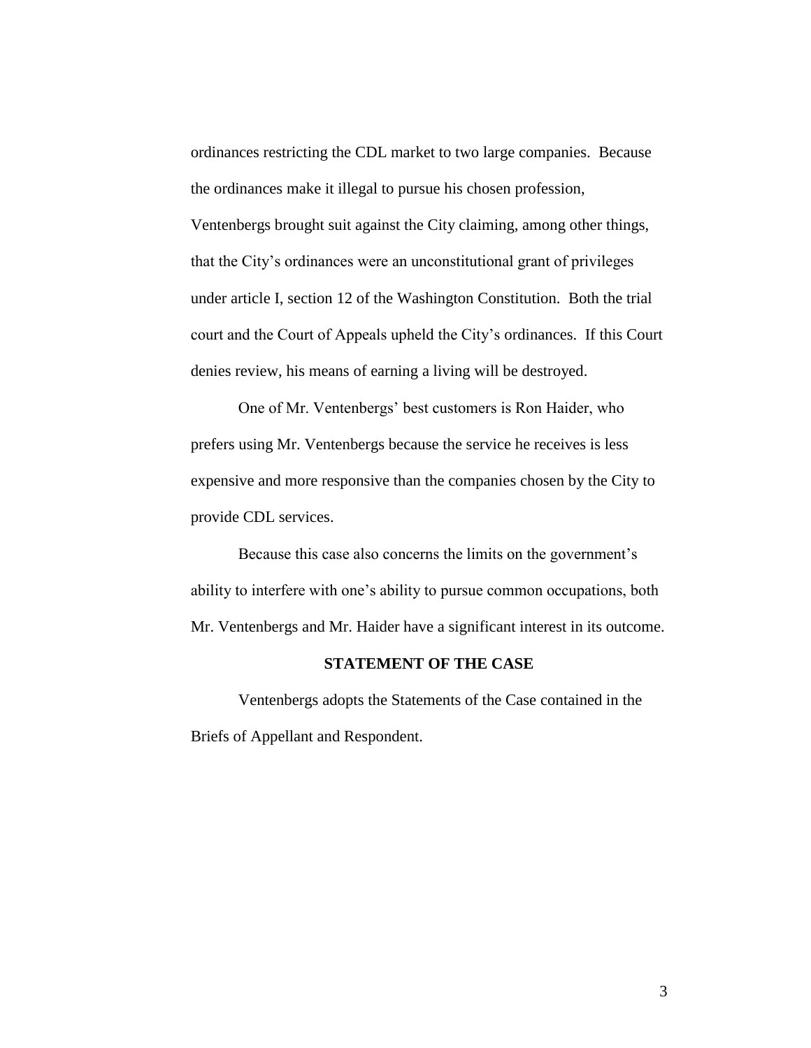ordinances restricting the CDL market to two large companies. Because the ordinances make it illegal to pursue his chosen profession, Ventenbergs brought suit against the City claiming, among other things, that the City's ordinances were an unconstitutional grant of privileges under article I, section 12 of the Washington Constitution. Both the trial court and the Court of Appeals upheld the City's ordinances. If this Court denies review, his means of earning a living will be destroyed.

One of Mr. Ventenbergs' best customers is Ron Haider, who prefers using Mr. Ventenbergs because the service he receives is less expensive and more responsive than the companies chosen by the City to provide CDL services.

Because this case also concerns the limits on the government's ability to interfere with one's ability to pursue common occupations, both Mr. Ventenbergs and Mr. Haider have a significant interest in its outcome.

## STATEMENT OF THE CASE

Ventenbergs adopts the Statements of the Case contained in the Briefs of Appellant and Respondent.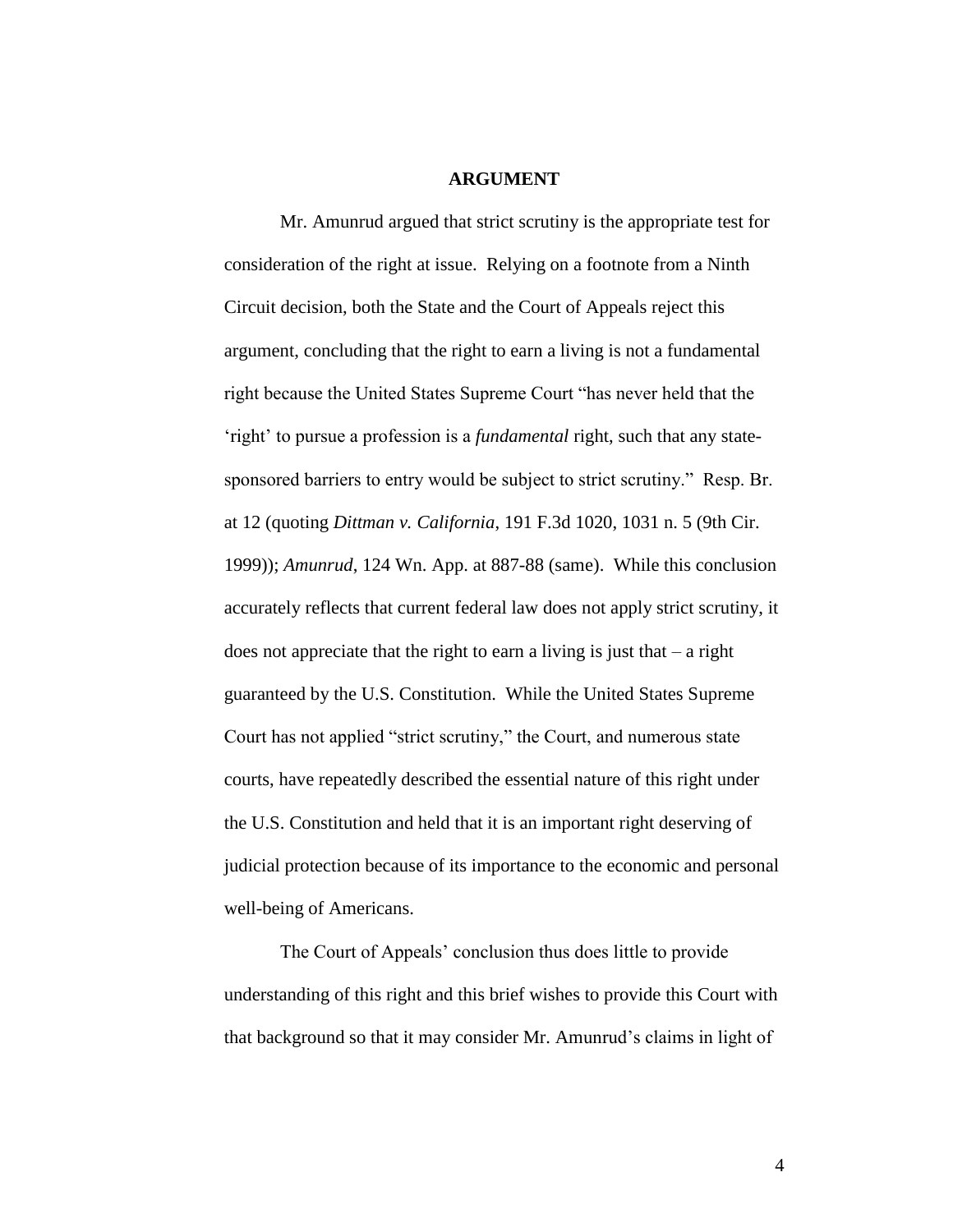## ARGUMENT

Mr. Amunrud argued that strict scrutiny is the appropriate test for consideration of the right at issue. Relying on a footnote from a Ninth Circuit decision, both the State and the Court of Appeals reject this argument, concluding that the right to earn a living is not a fundamental right because the United States Supreme Court "has never held that the 'right' to pursue a profession is a *fundamental* right, such that any state-sponsored barriers to entry would be subject to strict scrutiny." Resp. Br. at 12 (quoting *Dittman v. California*, 191 F.3d 1020, 1031 n. 5 (9th Cir. 1999)); *Amunrud*, 124 Wn. App. at 887-88 (same). While this conclusion accurately reflects that current federal law does not apply strict scrutiny, it does not appreciate that the right to earn a living is just that – a right guaranteed by the U.S. Constitution. While the United States Supreme Court has not applied "strict scrutiny," the Court, and numerous state courts, have repeatedly described the essential nature of this right under the U.S. Constitution and held that it is an important right deserving of judicial protection because of its importance to the economic and personal well-being of Americans.

The Court of Appeals' conclusion thus does little to provide understanding of this right and this brief wishes to provide this Court with that background so that it may consider Mr. Amunrud's claims in light of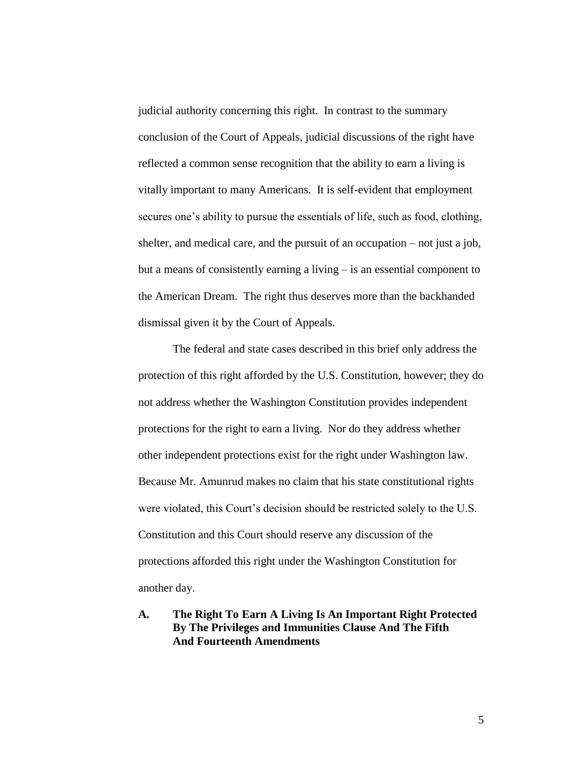judicial authority concerning this right. In contrast to the summary conclusion of the Court of Appeals, judicial discussions of the right have reflected a common sense recognition that the ability to earn a living is vitally important to many Americans. It is self-evident that employment secures one's ability to pursue the essentials of life, such as food, clothing, shelter, and medical care, and the pursuit of an occupation – not just a job, but a means of consistently earning a living – is an essential component to the American Dream. The right thus deserves more than the backhanded dismissal given it by the Court of Appeals.

The federal and state cases described in this brief only address the protection of this right afforded by the U.S. Constitution, however; they do not address whether the Washington Constitution provides independent protections for the right to earn a living. Nor do they address whether other independent protections exist for the right under Washington law. Because Mr. Amunrud makes no claim that his state constitutional rights were violated, this Court's decision should be restricted solely to the U.S. Constitution and this Court should reserve any discussion of the protections afforded this right under the Washington Constitution for another day.

## A. The Right To Earn A Living Is An Important Right Protected By The Privileges and Immunities Clause And The Fifth And Fourteenth Amendments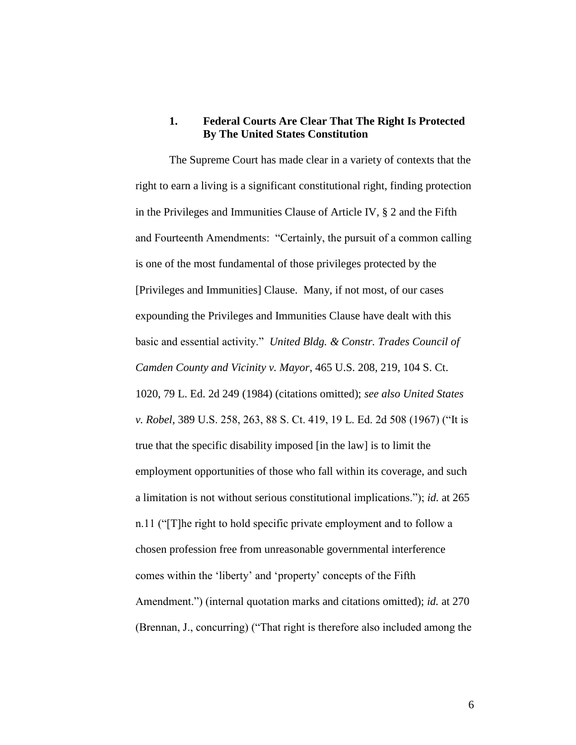### 1. Federal Courts Are Clear That The Right Is Protected By The United States Constitution

The Supreme Court has made clear in a variety of contexts that the right to earn a living is a significant constitutional right, finding protection in the Privileges and Immunities Clause of Article IV, § 2 and the Fifth and Fourteenth Amendments: "Certainly, the pursuit of a common calling is one of the most fundamental of those privileges protected by the [Privileges and Immunities] Clause. Many, if not most, of our cases expounding the Privileges and Immunities Clause have dealt with this basic and essential activity." *United Bldg. & Constr. Trades Council of Camden County and Vicinity v. Mayor*, 465 U.S. 208, 219, 104 S. Ct. 1020, 79 L. Ed. 2d 249 (1984) (citations omitted); *see also United States v. Robel*, 389 U.S. 258, 263, 88 S. Ct. 419, 19 L. Ed. 2d 508 (1967) ("It is true that the specific disability imposed [in the law] is to limit the employment opportunities of those who fall within its coverage, and such a limitation is not without serious constitutional implications."); *id.* at 265 n.11 ("[T]he right to hold specific private employment and to follow a chosen profession free from unreasonable governmental interference comes within the 'liberty' and 'property' concepts of the Fifth Amendment.") (internal quotation marks and citations omitted); *id.* at 270 (Brennan, J., concurring) ("That right is therefore also included among the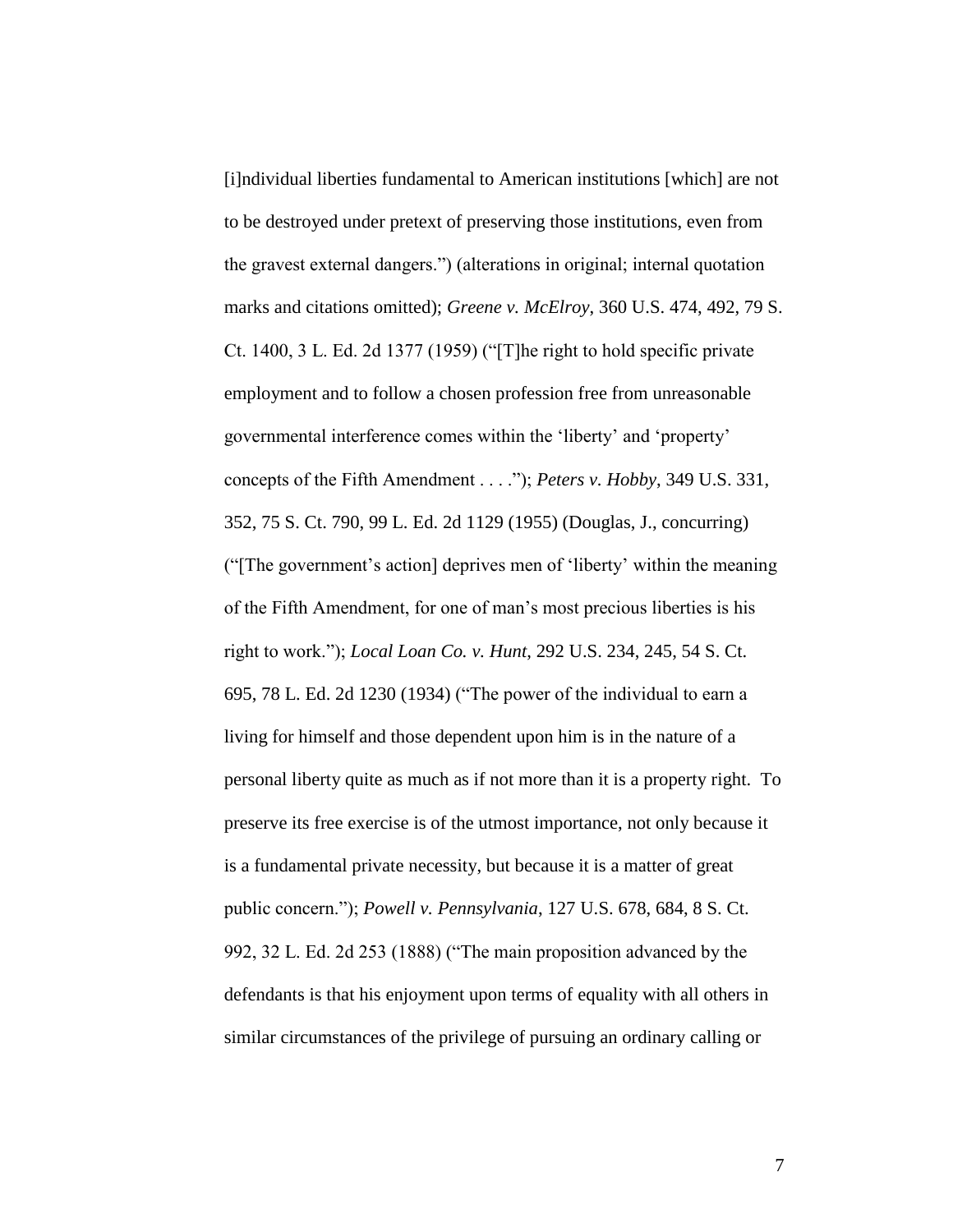[i]ndividual liberties fundamental to American institutions [which] are not to be destroyed under pretext of preserving those institutions, even from the gravest external dangers.") (alterations in original; internal quotation marks and citations omitted); *Greene v. McElroy*, 360 U.S. 474, 492, 79 S. Ct. 1400, 3 L. Ed. 2d 1377 (1959) ("[T]he right to hold specific private employment and to follow a chosen profession free from unreasonable governmental interference comes within the 'liberty' and 'property' concepts of the Fifth Amendment . . . ."); *Peters v. Hobby*, 349 U.S. 331, 352, 75 S. Ct. 790, 99 L. Ed. 2d 1129 (1955) (Douglas, J., concurring) ("[The government's action] deprives men of 'liberty' within the meaning of the Fifth Amendment, for one of man's most precious liberties is his right to work."); *Local Loan Co. v. Hunt*, 292 U.S. 234, 245, 54 S. Ct. 695, 78 L. Ed. 2d 1230 (1934) ("The power of the individual to earn a living for himself and those dependent upon him is in the nature of a personal liberty quite as much as if not more than it is a property right. To preserve its free exercise is of the utmost importance, not only because it is a fundamental private necessity, but because it is a matter of great public concern."); *Powell v. Pennsylvania*, 127 U.S. 678, 684, 8 S. Ct. 992, 32 L. Ed. 2d 253 (1888) ("The main proposition advanced by the defendants is that his enjoyment upon terms of equality with all others in similar circumstances of the privilege of pursuing an ordinary calling or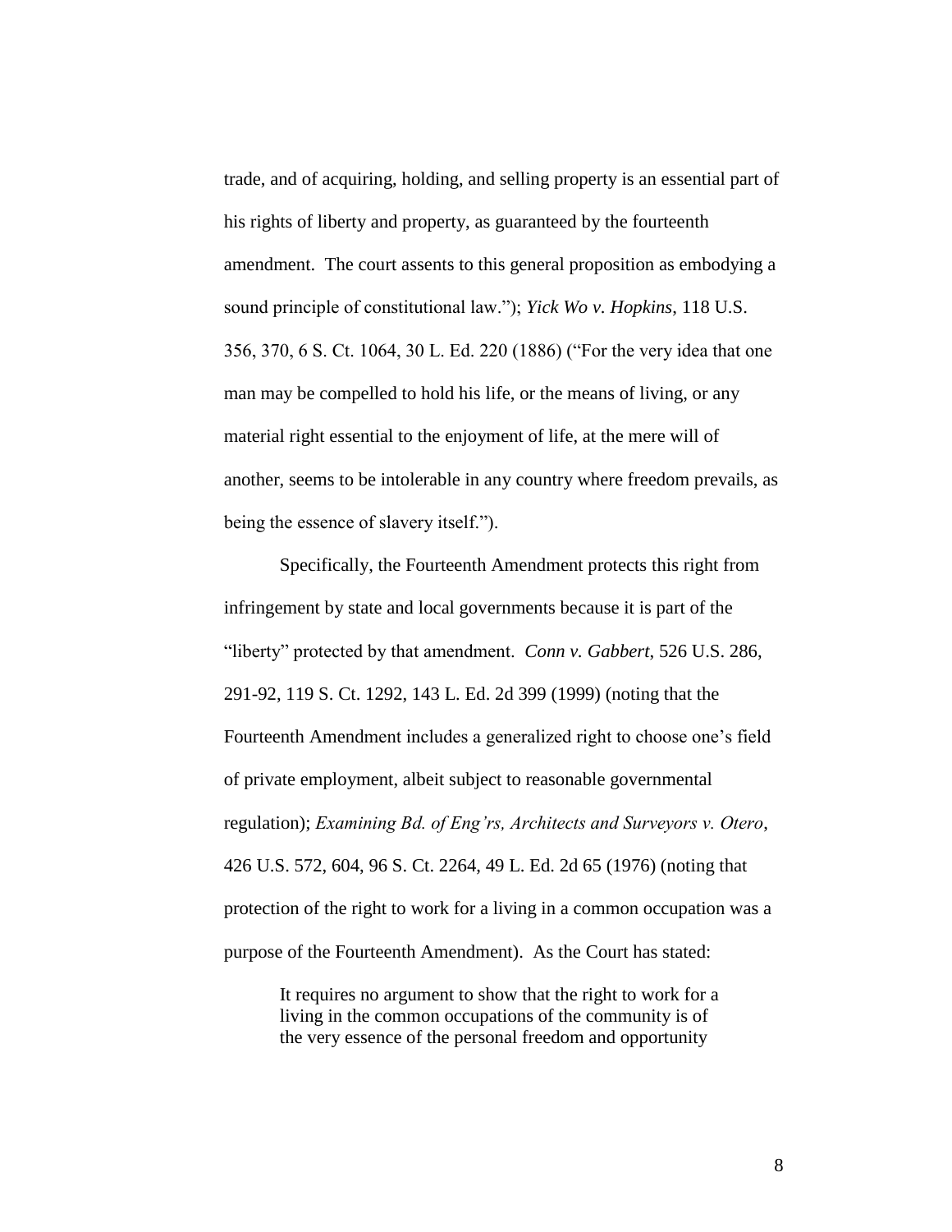trade, and of acquiring, holding, and selling property is an essential part of his rights of liberty and property, as guaranteed by the fourteenth amendment. The court assents to this general proposition as embodying a sound principle of constitutional law."); *Yick Wo v. Hopkins*, 118 U.S. 356, 370, 6 S. Ct. 1064, 30 L. Ed. 220 (1886) ("For the very idea that one man may be compelled to hold his life, or the means of living, or any material right essential to the enjoyment of life, at the mere will of another, seems to be intolerable in any country where freedom prevails, as being the essence of slavery itself.").

Specifically, the Fourteenth Amendment protects this right from infringement by state and local governments because it is part of the "liberty" protected by that amendment. *Conn v. Gabbert*, 526 U.S. 286, 291-92, 119 S. Ct. 1292, 143 L. Ed. 2d 399 (1999) (noting that the Fourteenth Amendment includes a generalized right to choose one's field of private employment, albeit subject to reasonable governmental regulation); *Examining Bd. of Eng'rs, Architects and Surveyors v. Otero*, 426 U.S. 572, 604, 96 S. Ct. 2264, 49 L. Ed. 2d 65 (1976) (noting that protection of the right to work for a living in a common occupation was a purpose of the Fourteenth Amendment). As the Court has stated:

> It requires no argument to show that the right to work for a living in the common occupations of the community is of the very essence of the personal freedom and opportunity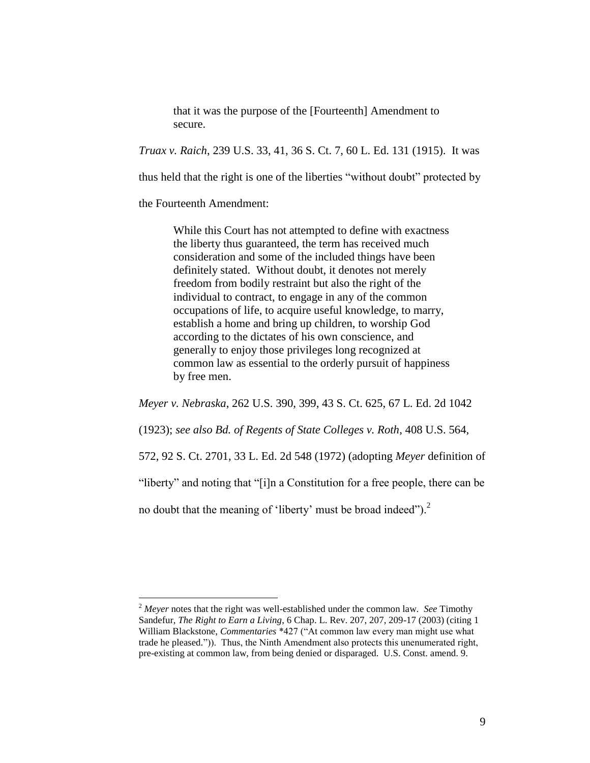> that it was the purpose of the [Fourteenth] Amendment to secure.

*Truax v. Raich*, 239 U.S. 33, 41, 36 S. Ct. 7, 60 L. Ed. 131 (1915). It was thus held that the right is one of the liberties "without doubt" protected by the Fourteenth Amendment:

> While this Court has not attempted to define with exactness the liberty thus guaranteed, the term has received much consideration and some of the included things have been definitely stated. Without doubt, it denotes not merely freedom from bodily restraint but also the right of the individual to contract, to engage in any of the common occupations of life, to acquire useful knowledge, to marry, establish a home and bring up children, to worship God according to the dictates of his own conscience, and generally to enjoy those privileges long recognized at common law as essential to the orderly pursuit of happiness by free men.

*Meyer v. Nebraska*, 262 U.S. 390, 399, 43 S. Ct. 625, 67 L. Ed. 2d 1042 (1923); *see also Bd. of Regents of State Colleges v. Roth*, 408 U.S. 564, 572, 92 S. Ct. 2701, 33 L. Ed. 2d 548 (1972) (adopting *Meyer* definition of "liberty" and noting that "[i]n a Constitution for a free people, there can be no doubt that the meaning of 'liberty' must be broad indeed").[2]

---

[2] *Meyer* notes that the right was well-established under the common law. *See* Timothy Sandefur, *The Right to Earn a Living*, 6 Chap. L. Rev. 207, 207, 209-17 (2003) (citing 1 William Blackstone, *Commentaries* *427 ("At common law every man might use what trade he pleased.")). Thus, the Ninth Amendment also protects this unenumerated right, pre-existing at common law, from being denied or disparaged. U.S. Const. amend. 9.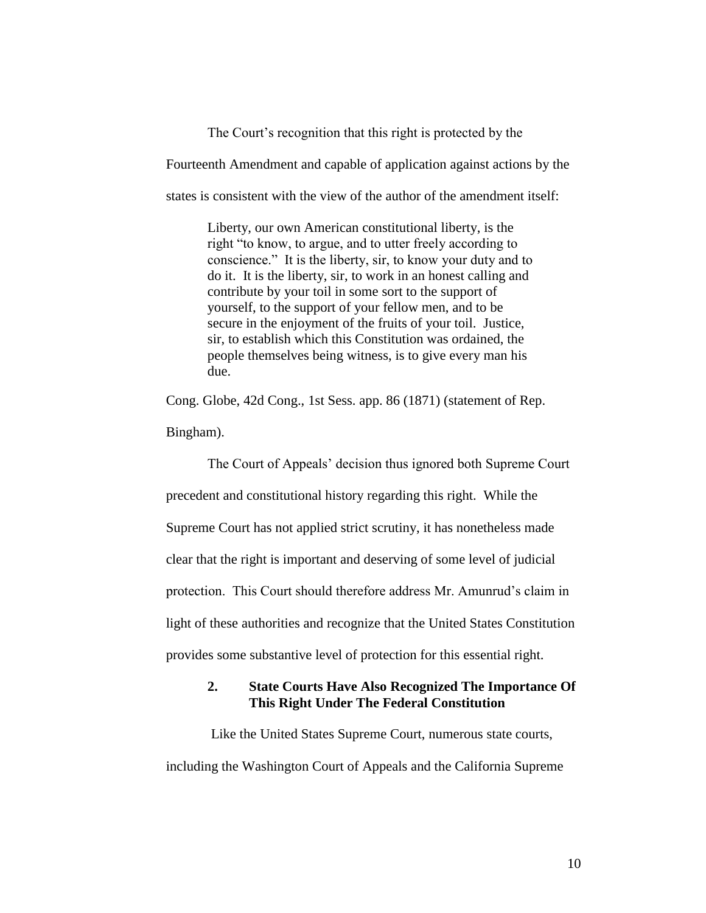The Court's recognition that this right is protected by the Fourteenth Amendment and capable of application against actions by the states is consistent with the view of the author of the amendment itself:

> Liberty, our own American constitutional liberty, is the right "to know, to argue, and to utter freely according to conscience." It is the liberty, sir, to know your duty and to do it. It is the liberty, sir, to work in an honest calling and contribute by your toil in some sort to the support of yourself, to the support of your fellow men, and to be secure in the enjoyment of the fruits of your toil. Justice, sir, to establish which this Constitution was ordained, the people themselves being witness, is to give every man his due.

Cong. Globe, 42d Cong., 1st Sess. app. 86 (1871) (statement of Rep. Bingham).

The Court of Appeals' decision thus ignored both Supreme Court precedent and constitutional history regarding this right. While the Supreme Court has not applied strict scrutiny, it has nonetheless made clear that the right is important and deserving of some level of judicial protection. This Court should therefore address Mr. Amunrud's claim in light of these authorities and recognize that the United States Constitution provides some substantive level of protection for this essential right.

### 2. State Courts Have Also Recognized The Importance Of This Right Under The Federal Constitution

Like the United States Supreme Court, numerous state courts, including the Washington Court of Appeals and the California Supreme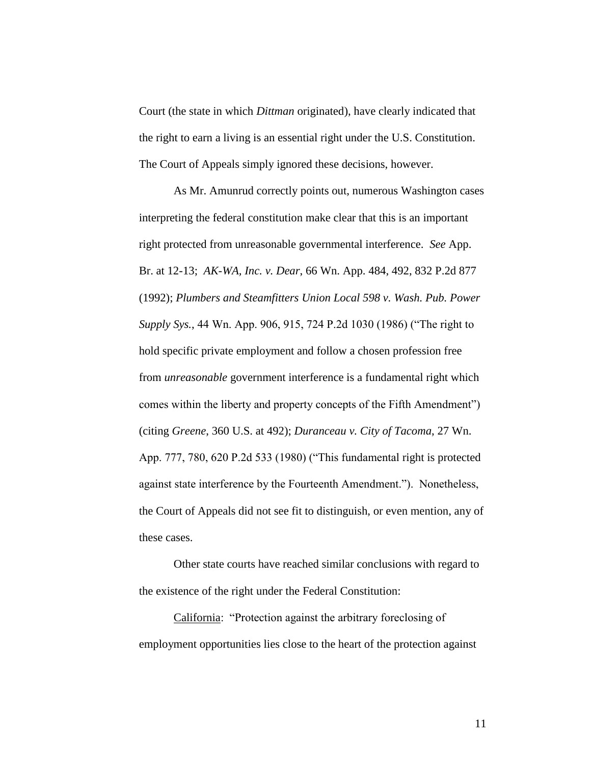Court (the state in which *Dittman* originated), have clearly indicated that the right to earn a living is an essential right under the U.S. Constitution. The Court of Appeals simply ignored these decisions, however.

As Mr. Amunrud correctly points out, numerous Washington cases interpreting the federal constitution make clear that this is an important right protected from unreasonable governmental interference. *See* App. Br. at 12-13; *AK-WA, Inc. v. Dear*, 66 Wn. App. 484, 492, 832 P.2d 877 (1992); *Plumbers and Steamfitters Union Local 598 v. Wash. Pub. Power Supply Sys.*, 44 Wn. App. 906, 915, 724 P.2d 1030 (1986) ("The right to hold specific private employment and follow a chosen profession free from *unreasonable* government interference is a fundamental right which comes within the liberty and property concepts of the Fifth Amendment") (citing *Greene*, 360 U.S. at 492); *Duranceau v. City of Tacoma*, 27 Wn. App. 777, 780, 620 P.2d 533 (1980) ("This fundamental right is protected against state interference by the Fourteenth Amendment."). Nonetheless, the Court of Appeals did not see fit to distinguish, or even mention, any of these cases.

Other state courts have reached similar conclusions with regard to the existence of the right under the Federal Constitution:

<u>California</u>: "Protection against the arbitrary foreclosing of employment opportunities lies close to the heart of the protection against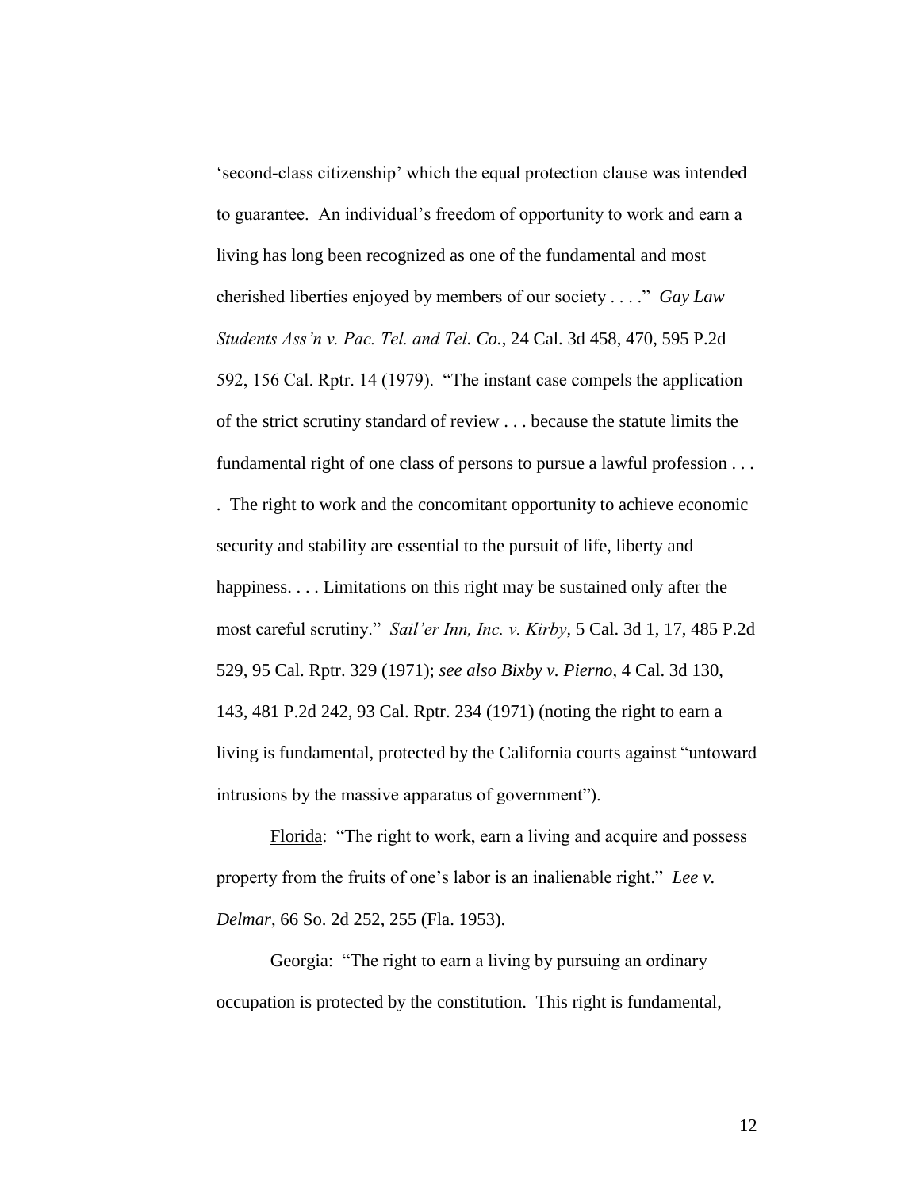'second-class citizenship' which the equal protection clause was intended to guarantee. An individual's freedom of opportunity to work and earn a living has long been recognized as one of the fundamental and most cherished liberties enjoyed by members of our society . . . ." *Gay Law Students Ass'n v. Pac. Tel. and Tel. Co.*, 24 Cal. 3d 458, 470, 595 P.2d 592, 156 Cal. Rptr. 14 (1979). "The instant case compels the application of the strict scrutiny standard of review . . . because the statute limits the fundamental right of one class of persons to pursue a lawful profession . . . . The right to work and the concomitant opportunity to achieve economic security and stability are essential to the pursuit of life, liberty and happiness. . . . Limitations on this right may be sustained only after the most careful scrutiny." *Sail'er Inn, Inc. v. Kirby*, 5 Cal. 3d 1, 17, 485 P.2d 529, 95 Cal. Rptr. 329 (1971); *see also Bixby v. Pierno*, 4 Cal. 3d 130, 143, 481 P.2d 242, 93 Cal. Rptr. 234 (1971) (noting the right to earn a living is fundamental, protected by the California courts against "untoward intrusions by the massive apparatus of government").

Florida: "The right to work, earn a living and acquire and possess property from the fruits of one's labor is an inalienable right." *Lee v. Delmar*, 66 So. 2d 252, 255 (Fla. 1953).

Georgia: "The right to earn a living by pursuing an ordinary occupation is protected by the constitution. This right is fundamental,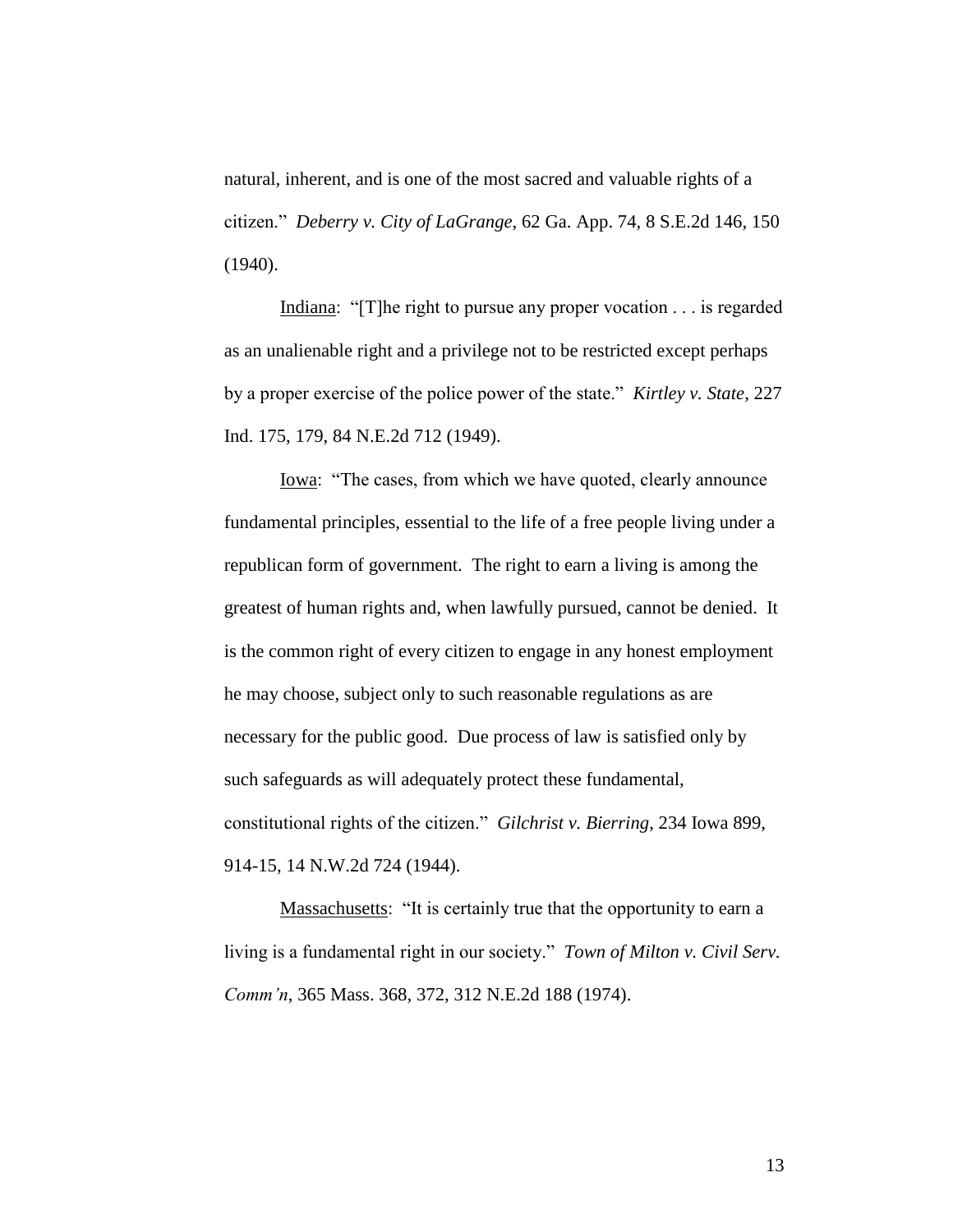natural, inherent, and is one of the most sacred and valuable rights of a citizen." *Deberry v. City of LaGrange*, 62 Ga. App. 74, 8 S.E.2d 146, 150 (1940).

Indiana: "[T]he right to pursue any proper vocation . . . is regarded as an unalienable right and a privilege not to be restricted except perhaps by a proper exercise of the police power of the state." *Kirtley v. State*, 227 Ind. 175, 179, 84 N.E.2d 712 (1949).

Iowa: "The cases, from which we have quoted, clearly announce fundamental principles, essential to the life of a free people living under a republican form of government. The right to earn a living is among the greatest of human rights and, when lawfully pursued, cannot be denied. It is the common right of every citizen to engage in any honest employment he may choose, subject only to such reasonable regulations as are necessary for the public good. Due process of law is satisfied only by such safeguards as will adequately protect these fundamental, constitutional rights of the citizen." *Gilchrist v. Bierring*, 234 Iowa 899, 914-15, 14 N.W.2d 724 (1944).

Massachusetts: "It is certainly true that the opportunity to earn a living is a fundamental right in our society." *Town of Milton v. Civil Serv. Comm'n*, 365 Mass. 368, 372, 312 N.E.2d 188 (1974).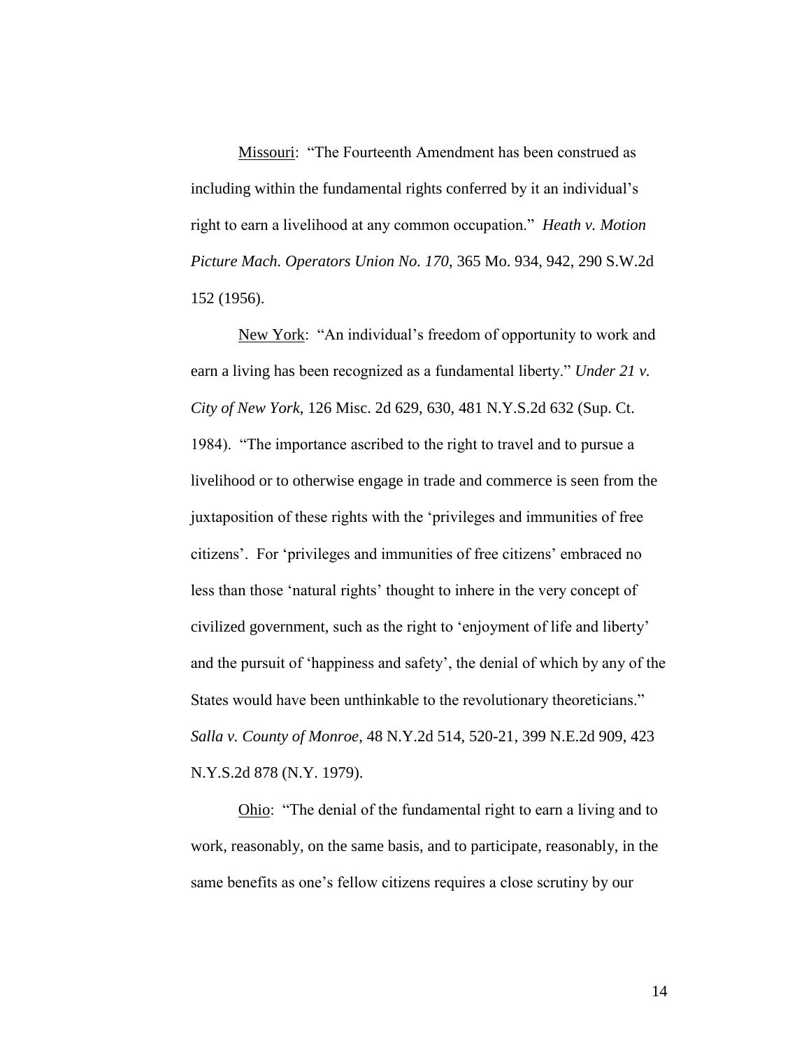Missouri: "The Fourteenth Amendment has been construed as including within the fundamental rights conferred by it an individual's right to earn a livelihood at any common occupation." *Heath v. Motion Picture Mach. Operators Union No. 170*, 365 Mo. 934, 942, 290 S.W.2d 152 (1956).

New York: "An individual's freedom of opportunity to work and earn a living has been recognized as a fundamental liberty." *Under 21 v. City of New York*, 126 Misc. 2d 629, 630, 481 N.Y.S.2d 632 (Sup. Ct. 1984). "The importance ascribed to the right to travel and to pursue a livelihood or to otherwise engage in trade and commerce is seen from the juxtaposition of these rights with the 'privileges and immunities of free citizens'. For 'privileges and immunities of free citizens' embraced no less than those 'natural rights' thought to inhere in the very concept of civilized government, such as the right to 'enjoyment of life and liberty' and the pursuit of 'happiness and safety', the denial of which by any of the States would have been unthinkable to the revolutionary theoreticians." *Salla v. County of Monroe*, 48 N.Y.2d 514, 520-21, 399 N.E.2d 909, 423 N.Y.S.2d 878 (N.Y. 1979).

Ohio: "The denial of the fundamental right to earn a living and to work, reasonably, on the same basis, and to participate, reasonably, in the same benefits as one's fellow citizens requires a close scrutiny by our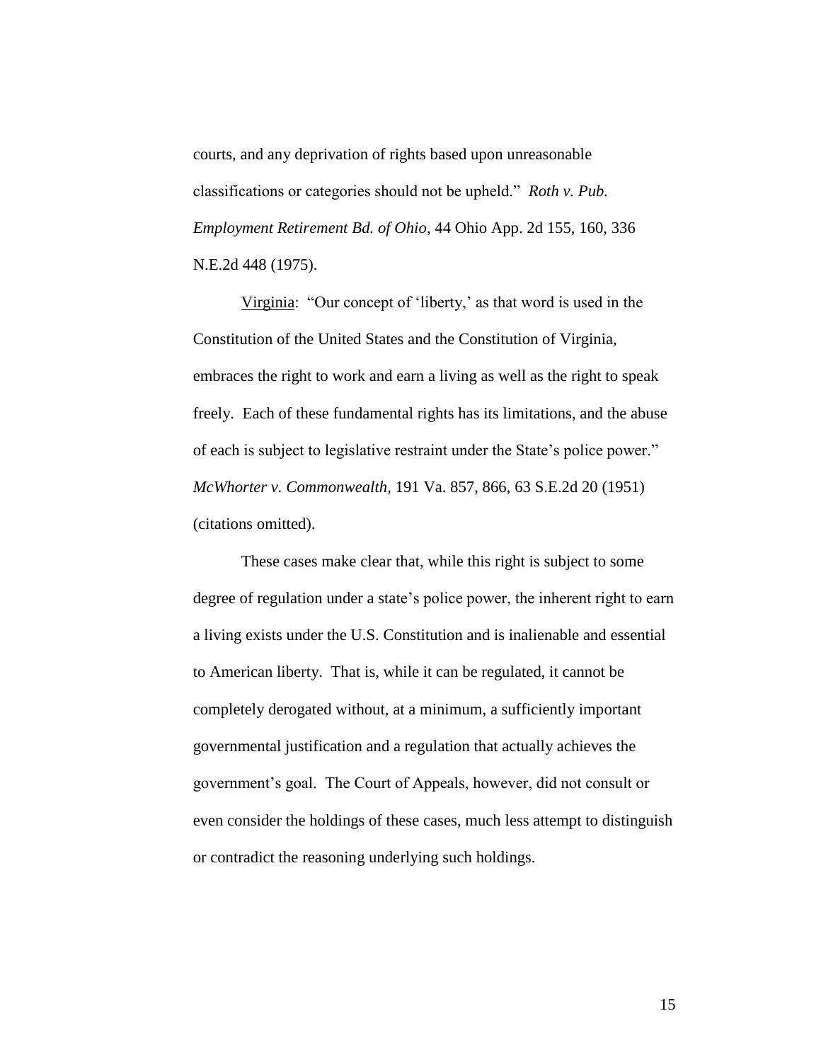courts, and any deprivation of rights based upon unreasonable classifications or categories should not be upheld." *Roth v. Pub. Employment Retirement Bd. of Ohio*, 44 Ohio App. 2d 155, 160, 336 N.E.2d 448 (1975).

Virginia: "Our concept of 'liberty,' as that word is used in the Constitution of the United States and the Constitution of Virginia, embraces the right to work and earn a living as well as the right to speak freely. Each of these fundamental rights has its limitations, and the abuse of each is subject to legislative restraint under the State's police power." *McWhorter v. Commonwealth*, 191 Va. 857, 866, 63 S.E.2d 20 (1951) (citations omitted).

These cases make clear that, while this right is subject to some degree of regulation under a state's police power, the inherent right to earn a living exists under the U.S. Constitution and is inalienable and essential to American liberty. That is, while it can be regulated, it cannot be completely derogated without, at a minimum, a sufficiently important governmental justification and a regulation that actually achieves the government's goal. The Court of Appeals, however, did not consult or even consider the holdings of these cases, much less attempt to distinguish or contradict the reasoning underlying such holdings.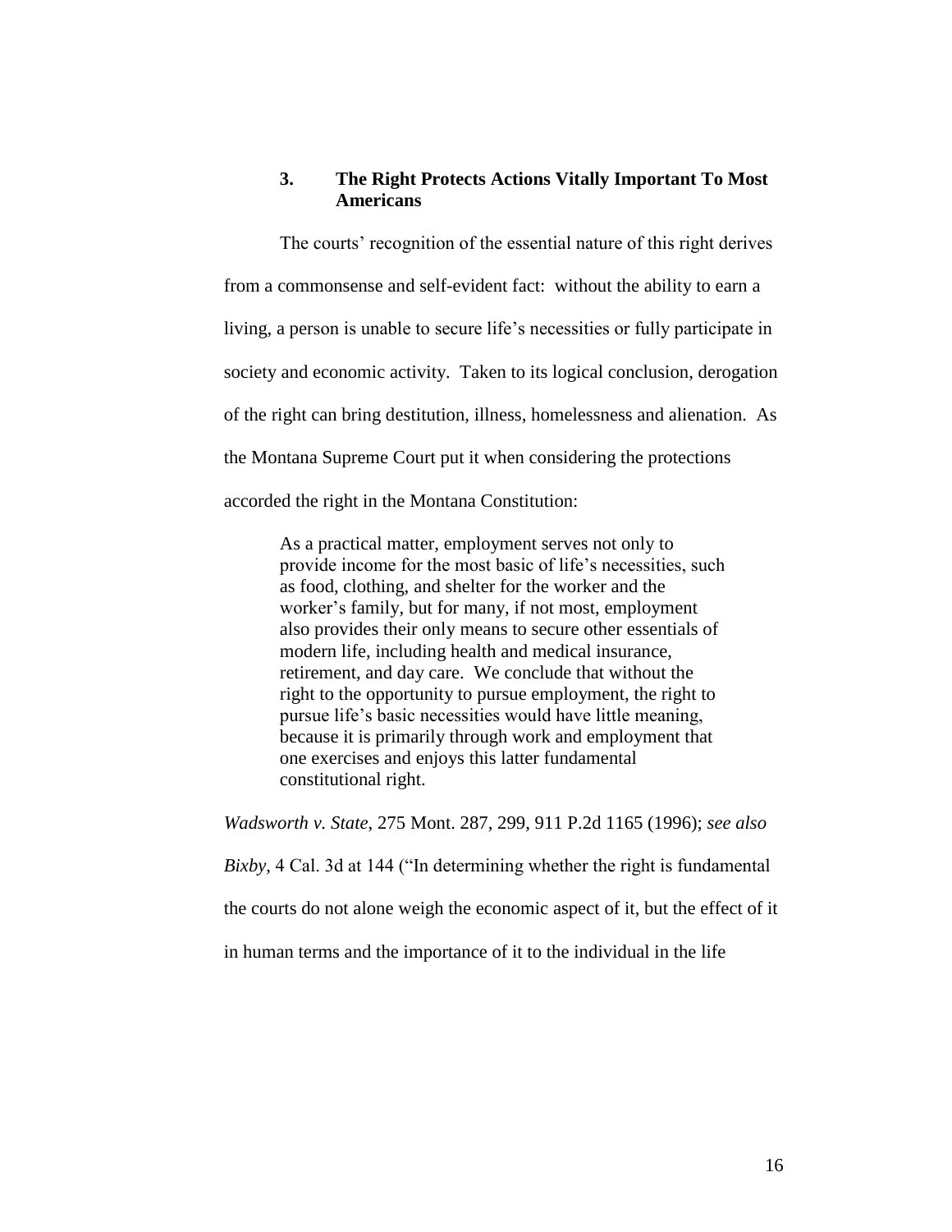### 3. The Right Protects Actions Vitally Important To Most Americans

The courts' recognition of the essential nature of this right derives from a commonsense and self-evident fact: without the ability to earn a living, a person is unable to secure life's necessities or fully participate in society and economic activity. Taken to its logical conclusion, derogation of the right can bring destitution, illness, homelessness and alienation. As the Montana Supreme Court put it when considering the protections accorded the right in the Montana Constitution:

> As a practical matter, employment serves not only to provide income for the most basic of life's necessities, such as food, clothing, and shelter for the worker and the worker's family, but for many, if not most, employment also provides their only means to secure other essentials of modern life, including health and medical insurance, retirement, and day care. We conclude that without the right to the opportunity to pursue employment, the right to pursue life's basic necessities would have little meaning, because it is primarily through work and employment that one exercises and enjoys this latter fundamental constitutional right.

*Wadsworth v. State*, 275 Mont. 287, 299, 911 P.2d 1165 (1996); *see also Bixby*, 4 Cal. 3d at 144 ("In determining whether the right is fundamental the courts do not alone weigh the economic aspect of it, but the effect of it in human terms and the importance of it to the individual in the life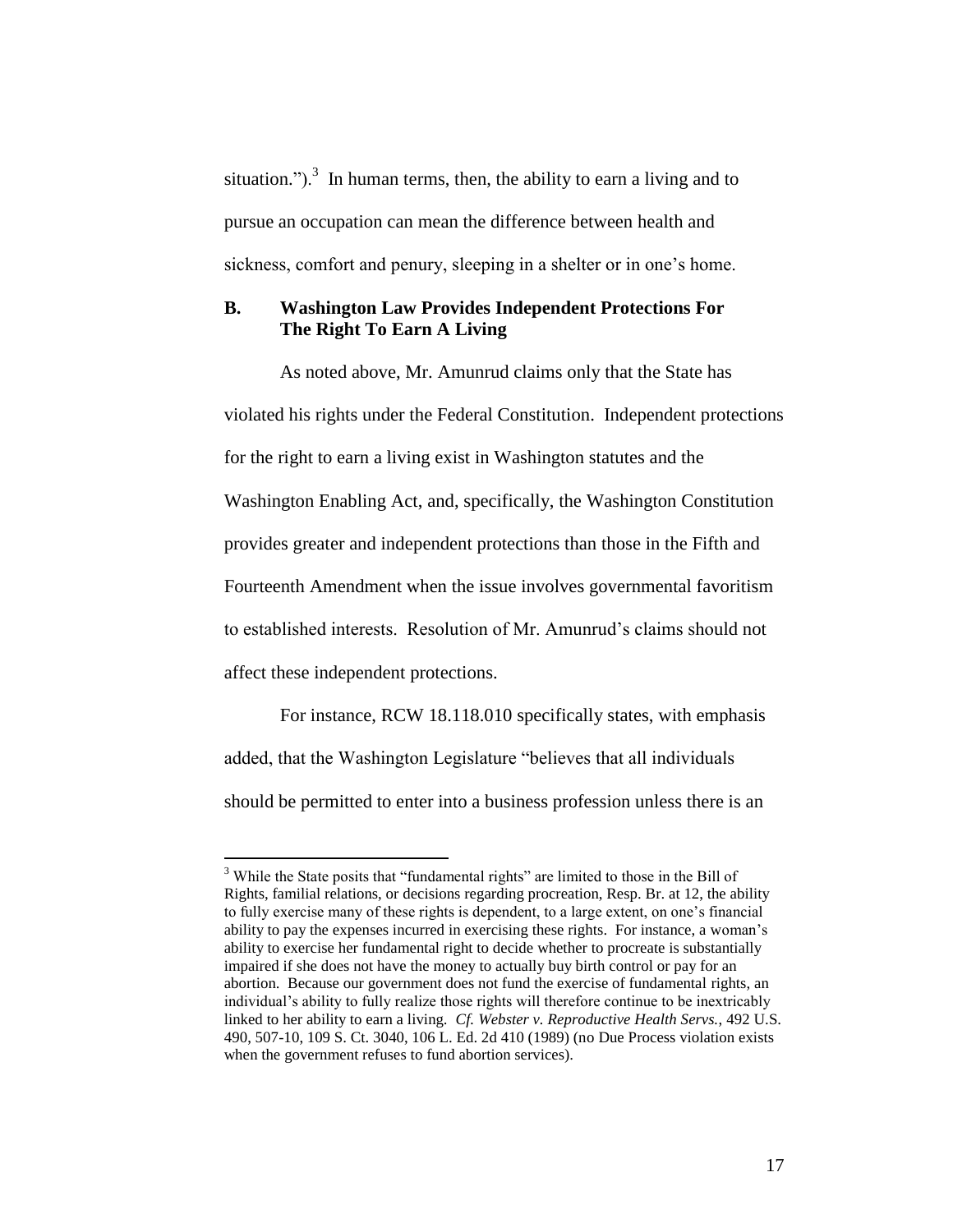situation.").[3] In human terms, then, the ability to earn a living and to pursue an occupation can mean the difference between health and sickness, comfort and penury, sleeping in a shelter or in one's home.

## B. Washington Law Provides Independent Protections For The Right To Earn A Living

As noted above, Mr. Amunrud claims only that the State has violated his rights under the Federal Constitution. Independent protections for the right to earn a living exist in Washington statutes and the Washington Enabling Act, and, specifically, the Washington Constitution provides greater and independent protections than those in the Fifth and Fourteenth Amendment when the issue involves governmental favoritism to established interests. Resolution of Mr. Amunrud's claims should not affect these independent protections.

For instance, RCW 18.118.010 specifically states, with emphasis added, that the Washington Legislature "believes that all individuals should be permitted to enter into a business profession unless there is an

---

[3] While the State posits that "fundamental rights" are limited to those in the Bill of Rights, familial relations, or decisions regarding procreation, Resp. Br. at 12, the ability to fully exercise many of these rights is dependent, to a large extent, on one's financial ability to pay the expenses incurred in exercising these rights. For instance, a woman's ability to exercise her fundamental right to decide whether to procreate is substantially impaired if she does not have the money to actually buy birth control or pay for an abortion. Because our government does not fund the exercise of fundamental rights, an individual's ability to fully realize those rights will therefore continue to be inextricably linked to her ability to earn a living. *Cf. Webster v. Reproductive Health Servs.*, 492 U.S. 490, 507-10, 109 S. Ct. 3040, 106 L. Ed. 2d 410 (1989) (no Due Process violation exists when the government refuses to fund abortion services).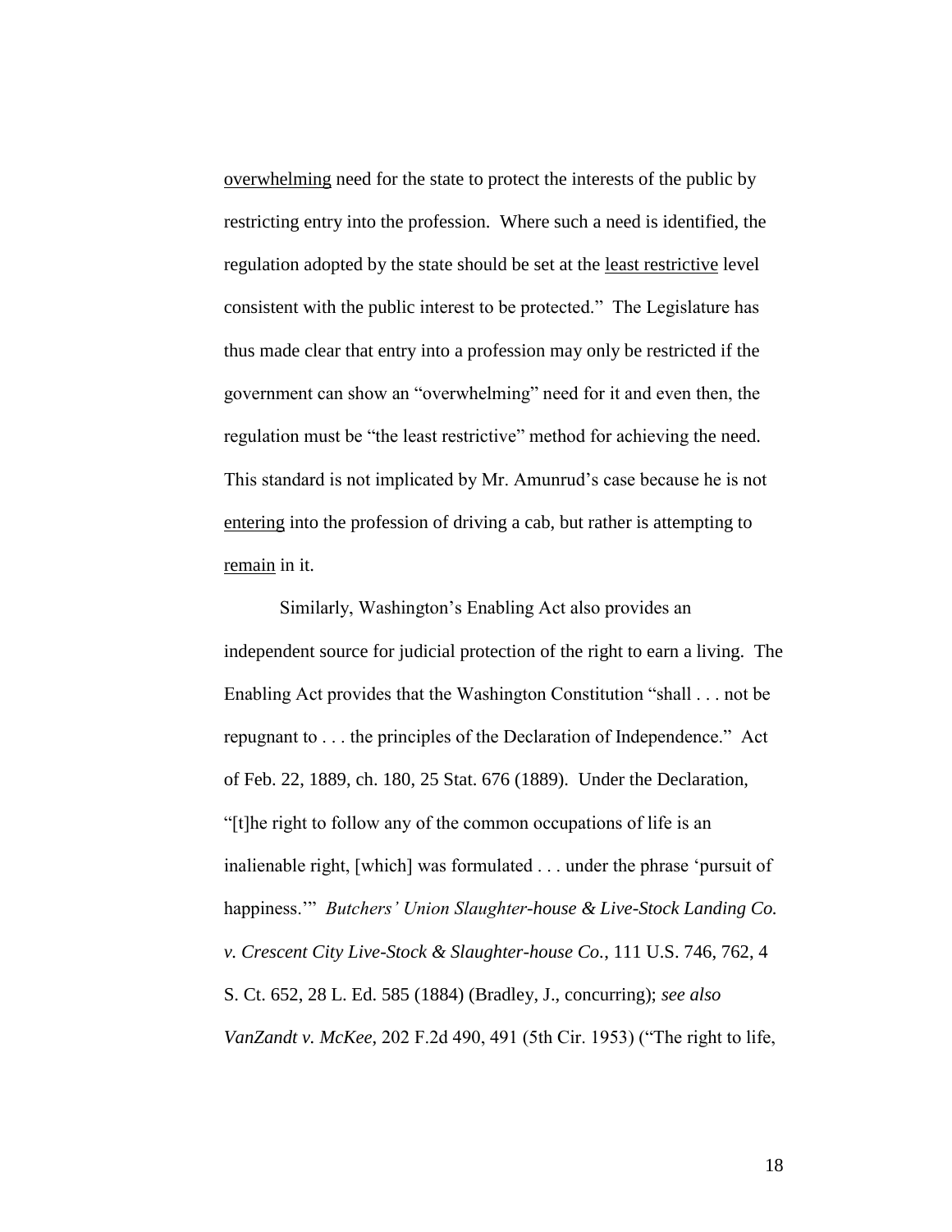<u>overwhelming</u> need for the state to protect the interests of the public by restricting entry into the profession. Where such a need is identified, the regulation adopted by the state should be set at the <u>least restrictive</u> level consistent with the public interest to be protected." The Legislature has thus made clear that entry into a profession may only be restricted if the government can show an "overwhelming" need for it and even then, the regulation must be "the least restrictive" method for achieving the need. This standard is not implicated by Mr. Amunrud's case because he is not <u>entering</u> into the profession of driving a cab, but rather is attempting to <u>remain</u> in it.

Similarly, Washington's Enabling Act also provides an independent source for judicial protection of the right to earn a living. The Enabling Act provides that the Washington Constitution "shall . . . not be repugnant to . . . the principles of the Declaration of Independence." Act of Feb. 22, 1889, ch. 180, 25 Stat. 676 (1889). Under the Declaration, "[t]he right to follow any of the common occupations of life is an inalienable right, [which] was formulated . . . under the phrase 'pursuit of happiness.'" *Butchers' Union Slaughter-house & Live-Stock Landing Co. v. Crescent City Live-Stock & Slaughter-house Co.*, 111 U.S. 746, 762, 4 S. Ct. 652, 28 L. Ed. 585 (1884) (Bradley, J., concurring); *see also VanZandt v. McKee*, 202 F.2d 490, 491 (5th Cir. 1953) ("The right to life,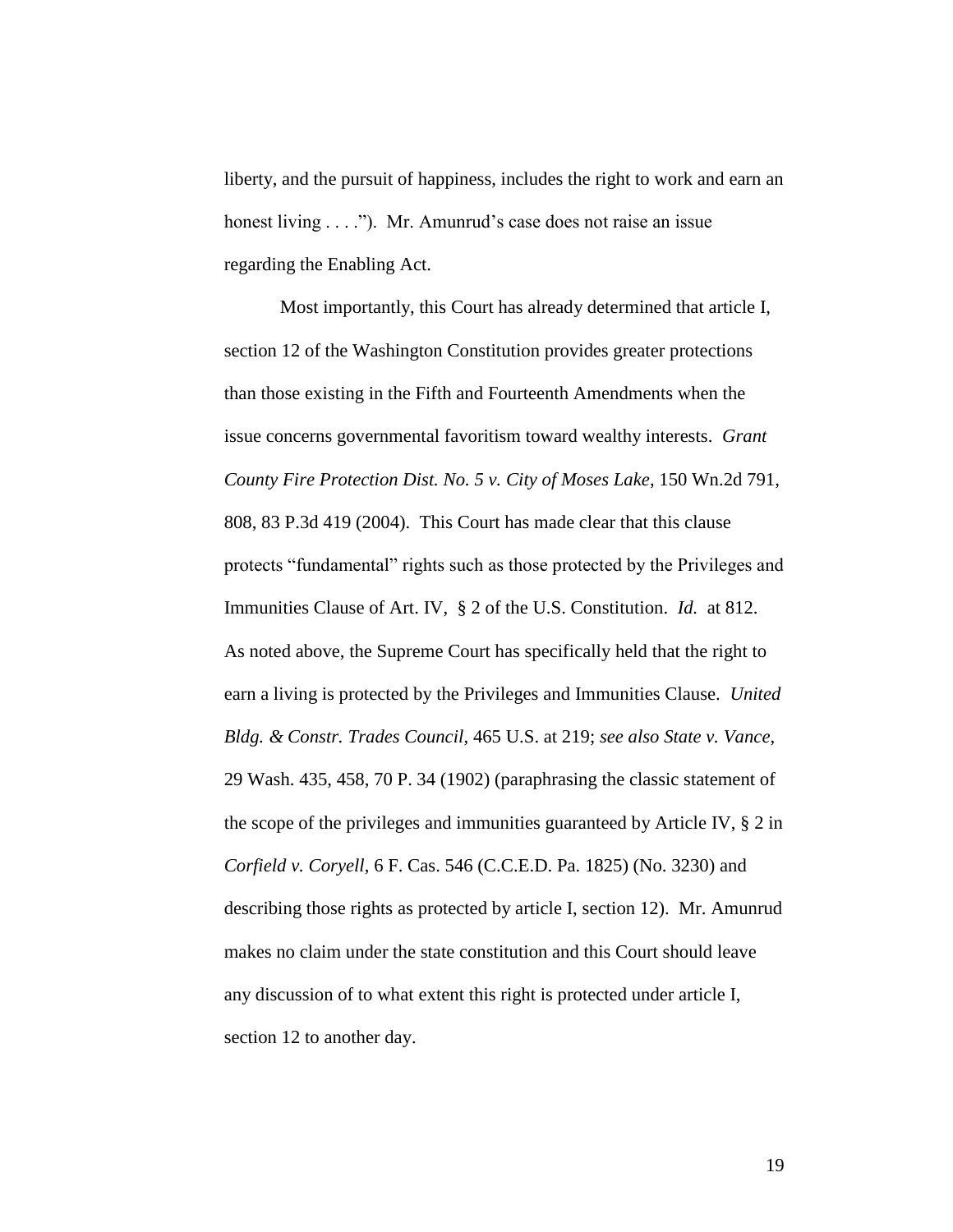liberty, and the pursuit of happiness, includes the right to work and earn an honest living . . . ."). Mr. Amunrud's case does not raise an issue regarding the Enabling Act.

Most importantly, this Court has already determined that article I, section 12 of the Washington Constitution provides greater protections than those existing in the Fifth and Fourteenth Amendments when the issue concerns governmental favoritism toward wealthy interests. *Grant County Fire Protection Dist. No. 5 v. City of Moses Lake*, 150 Wn.2d 791, 808, 83 P.3d 419 (2004). This Court has made clear that this clause protects "fundamental" rights such as those protected by the Privileges and Immunities Clause of Art. IV, § 2 of the U.S. Constitution. *Id.* at 812. As noted above, the Supreme Court has specifically held that the right to earn a living is protected by the Privileges and Immunities Clause. *United Bldg. & Constr. Trades Council*, 465 U.S. at 219; *see also State v. Vance*, 29 Wash. 435, 458, 70 P. 34 (1902) (paraphrasing the classic statement of the scope of the privileges and immunities guaranteed by Article IV, § 2 in *Corfield v. Coryell*, 6 F. Cas. 546 (C.C.E.D. Pa. 1825) (No. 3230) and describing those rights as protected by article I, section 12). Mr. Amunrud makes no claim under the state constitution and this Court should leave any discussion of to what extent this right is protected under article I, section 12 to another day.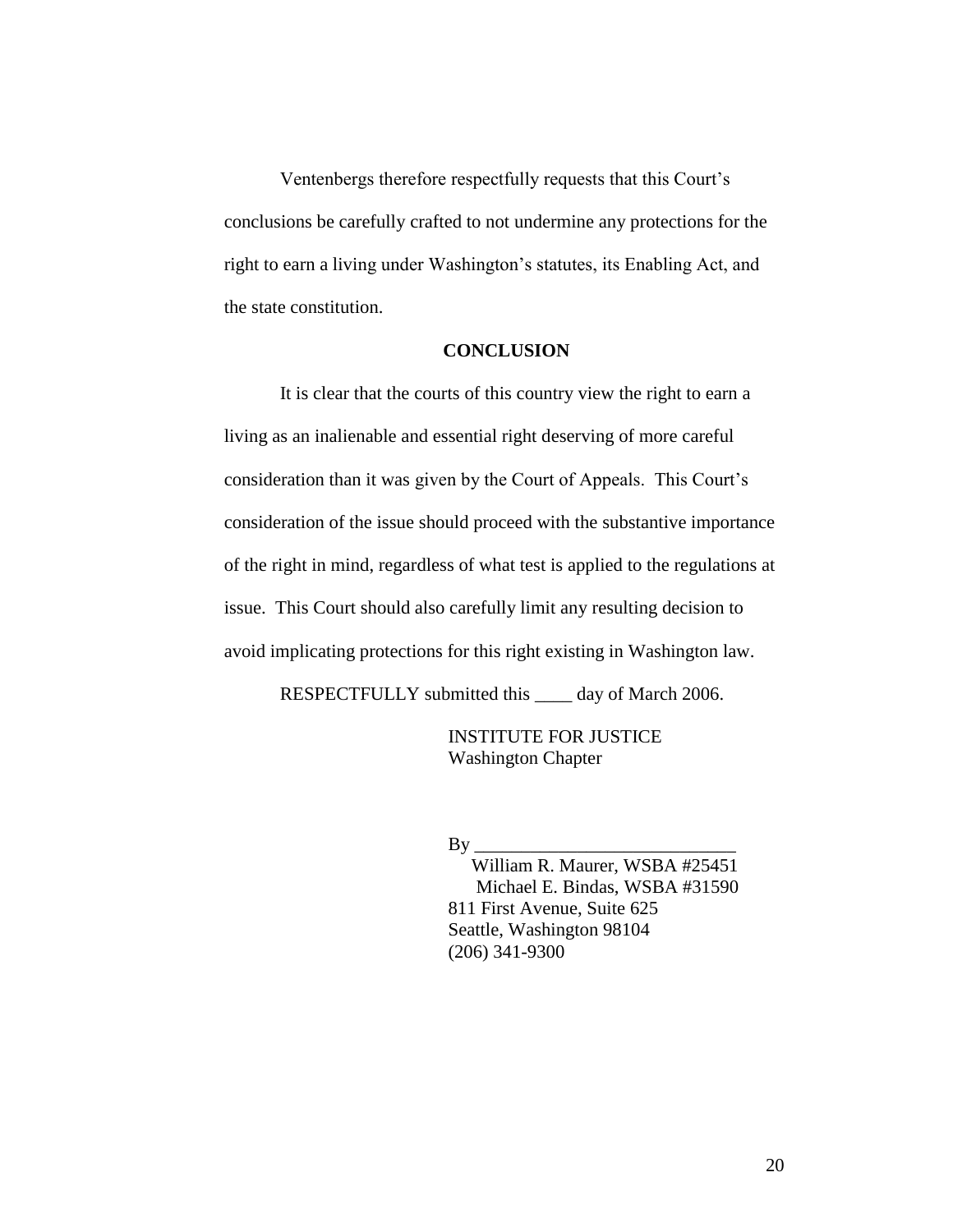Ventenbergs therefore respectfully requests that this Court's conclusions be carefully crafted to not undermine any protections for the right to earn a living under Washington's statutes, its Enabling Act, and the state constitution.

## CONCLUSION

It is clear that the courts of this country view the right to earn a living as an inalienable and essential right deserving of more careful consideration than it was given by the Court of Appeals. This Court's consideration of the issue should proceed with the substantive importance of the right in mind, regardless of what test is applied to the regulations at issue. This Court should also carefully limit any resulting decision to avoid implicating protections for this right existing in Washington law.

RESPECTFULLY submitted this ____ day of March 2006.

INSTITUTE FOR JUSTICE  
Washington Chapter

By ___________________________  
William R. Maurer, WSBA #25451  
Michael E. Bindas, WSBA #31590  
811 First Avenue, Suite 625  
Seattle, Washington 98104  
(206) 341-9300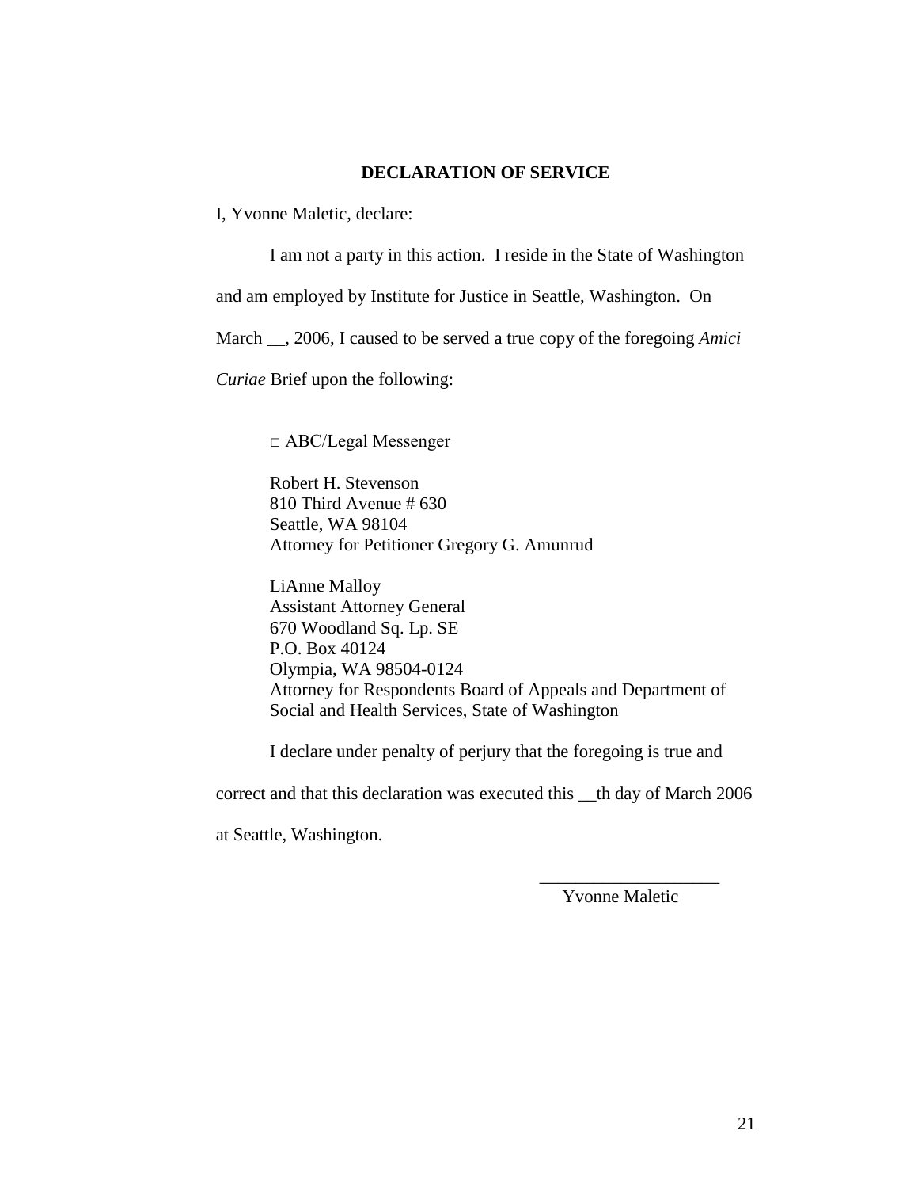**DECLARATION OF SERVICE**

I, Yvonne Maletic, declare:

I am not a party in this action. I reside in the State of Washington and am employed by Institute for Justice in Seattle, Washington. On March __, 2006, I caused to be served a true copy of the foregoing *Amici Curiae* Brief upon the following:

□ ABC/Legal Messenger

Robert H. Stevenson
810 Third Avenue # 630
Seattle, WA 98104
Attorney for Petitioner Gregory G. Amunrud

LiAnne Malloy
Assistant Attorney General
670 Woodland Sq. Lp. SE
P.O. Box 40124
Olympia, WA 98504-0124
Attorney for Respondents Board of Appeals and Department of Social and Health Services, State of Washington

I declare under penalty of perjury that the foregoing is true and correct and that this declaration was executed this __th day of March 2006 at Seattle, Washington.

____________________
Yvonne Maletic